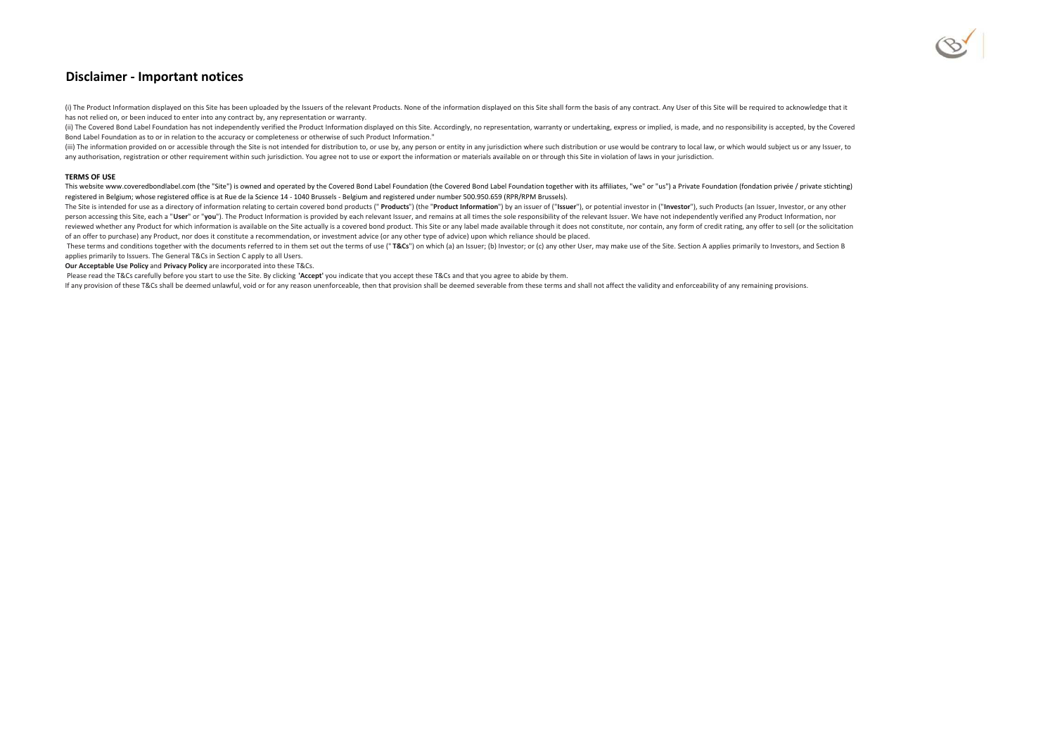# Disclaimer - Important notices

(i) The Product Information displayed on this Site has been uploaded by the Issuers of the relevant Products. None of the information displayed on this Site shall form the basis of any contract. Any User of this Site will be required to acknowledge that it has not relied on, or been induced to enter into any contract by, any representation or warranty.

(ii) The Covered Bond Label Foundation has not independently verified the Product Information displayed on this Site. Accordingly, no representation, warranty or undertaking, express or implied, is made, and no responsibility is accepted, by the Covered Bond Label Foundation as to or in relation to the accuracy or completeness or otherwise of such Product Information."

(iii) The information provided on or accessible through the Site is not intended for distribution to, or use by, any person or entity in any jurisdiction where such distribution or use would be contrary to local law, or which would subject us or any Issuer, to any authorisation, registration or other requirement within such jurisdiction. You agree not to use or export the information or materials available on or through this Site in violation of laws in your jurisdiction.

**TERMS OF USE**

This website www.coveredbondlabel.com (the "Site") is owned and operated by the Covered Bond Label Foundation (the Covered Bond Label Foundation together with its affiliates, "we" or "us") a Private Foundation (fondation privée / private stichting) registered in Belgium; whose registered office is at Rue de la Science 14 - 1040 Brussels - Belgium and registered under number 500.950.659 (RPR/RPM Brussels).

The Site is intended for use as a directory of information relating to certain covered bond products (" **Products**") (the "**Product Information**") by an issuer of ("**Issuer**"), or potential investor in ("**Investor**"), such Products (an Issuer, Investor, or any other person accessing this Site, each a "**User**" or "**you**"). The Product Information is provided by each relevant Issuer, and remains at all times the sole responsibility of the relevant Issuer. We have not independently verified any Product Information, nor reviewed whether any Product for which information is available on the Site actually is a covered bond product. This Site or any label made available through it does not constitute, nor contain, any form of credit rating, any offer to sell (or the solicitation of an offer to purchase) any Product, nor does it constitute a recommendation, or investment advice (or any other type of advice) upon which reliance should be placed.

These terms and conditions together with the documents referred to in them set out the terms of use (" **T&Cs**") on which (a) an Issuer; (b) Investor; or (c) any other User, may make use of the Site. Section A applies primarily to Investors, and Section B applies primarily to Issuers. The General T&Cs in Section C apply to all Users.

**Our Acceptable Use Policy** and **Privacy Policy** are incorporated into these T&Cs.

Please read the T&Cs carefully before you start to use the Site. By clicking **'Accept'** you indicate that you accept these T&Cs and that you agree to abide by them.

If any provision of these T&Cs shall be deemed unlawful, void or for any reason unenforceable, then that provision shall be deemed severable from these terms and shall not affect the validity and enforceability of any remaining provisions.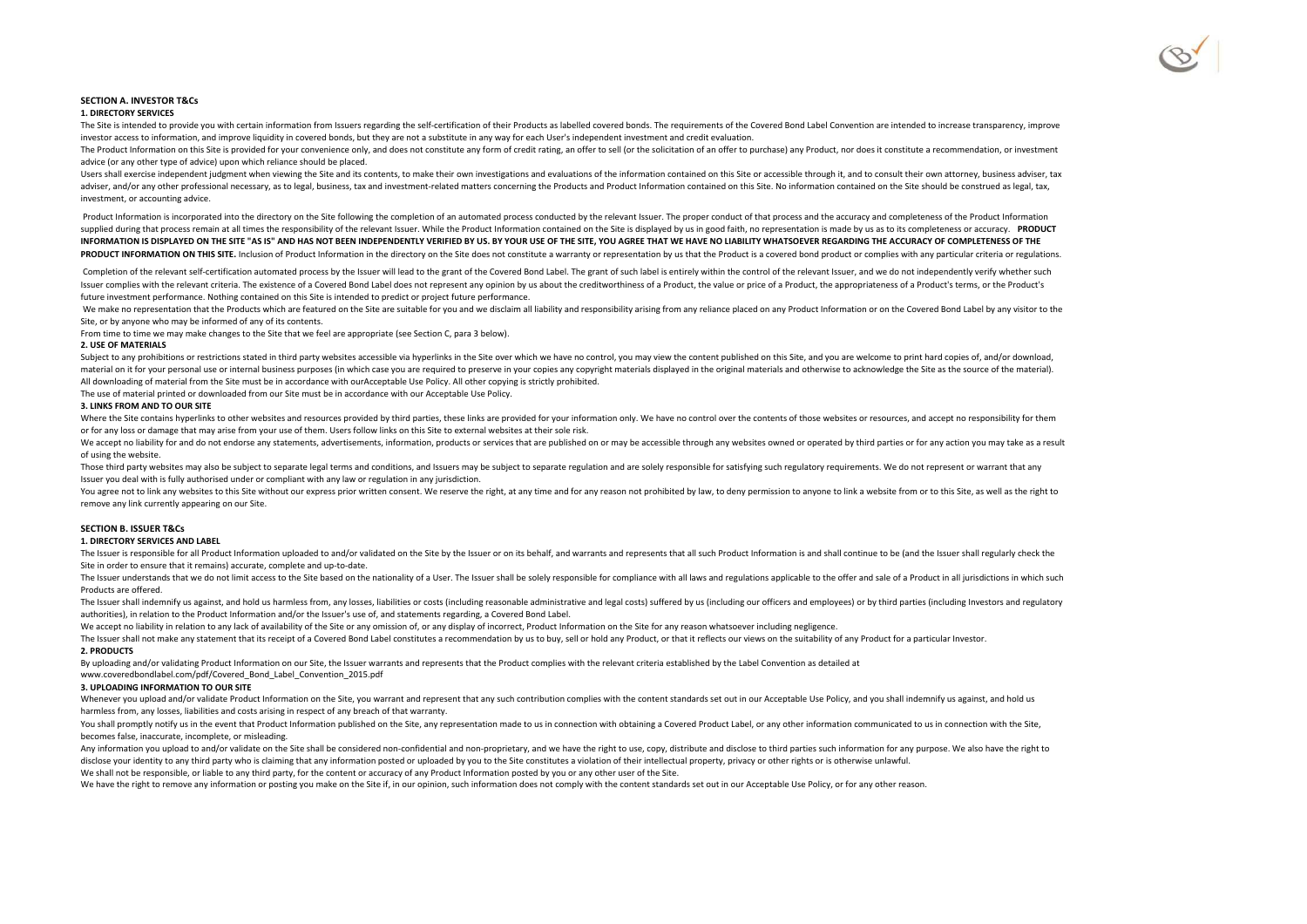## SECTION A. INVESTOR T&Cs

### 1. DIRECTORY SERVICES

The Site is intended to provide you with certain information from Issuers regarding the self-certification of their Products as labelled covered bonds. The requirements of the Covered Bond Label Convention are intended to increase transparency, improve investor access to information, and improve liquidity in covered bonds, but they are not a substitute in any way for each User's independent investment and credit evaluation.

The Product Information on this Site is provided for your convenience only, and does not constitute any form of credit rating, an offer to sell (or the solicitation of an offer to purchase) any Product, nor does it constitute a recommendation, or investment advice (or any other type of advice) upon which reliance should be placed.

Users shall exercise independent judgment when viewing the Site and its contents, to make their own investigations and evaluations of the information contained on this Site or accessible through it, and to consult their own attorney, business adviser, tax adviser, and/or any other professional necessary, as to legal, business, tax and investment-related matters concerning the Products and Product Information contained on this Site. No information contained on the Site should be construed as legal, tax, investment, or accounting advice.

Product Information is incorporated into the directory on the Site following the completion of an automated process conducted by the relevant Issuer. The proper conduct of that process and the accuracy and completeness of the Product Information supplied during that process remain at all times the responsibility of the relevant Issuer. While the Product Information contained on the Site is displayed by us in good faith, no representation is made by us as to its completeness or accuracy. **PRODUCT INFORMATION IS DISPLAYED ON THE SITE "AS IS" AND HAS NOT BEEN INDEPENDENTLY VERIFIED BY US. BY YOUR USE OF THE SITE, YOU AGREE THAT WE HAVE NO LIABILITY WHATSOEVER REGARDING THE ACCURACY OF COMPLETENESS OF THE PRODUCT INFORMATION ON THIS SITE.** Inclusion of Product Information in the directory on the Site does not constitute a warranty or representation by us that the Product is a covered bond product or complies with any particular criteria or regulations.

Completion of the relevant self-certification automated process by the Issuer will lead to the grant of the Covered Bond Label. The grant of such label is entirely within the control of the relevant Issuer, and we do not independently verify whether such Issuer complies with the relevant criteria. The existence of a Covered Bond Label does not represent any opinion by us about the creditworthiness of a Product, the value or price of a Product, the appropriateness of a Product's terms, or the Product's future investment performance. Nothing contained on this Site is intended to predict or project future performance.

We make no representation that the Products which are featured on the Site are suitable for you and we disclaim all liability and responsibility arising from any reliance placed on any Product Information or on the Covered Bond Label by any visitor to the Site, or by anyone who may be informed of any of its contents.

From time to time we may make changes to the Site that we feel are appropriate (see Section C, para 3 below).

### 2. USE OF MATERIALS

Subject to any prohibitions or restrictions stated in third party websites accessible via hyperlinks in the Site over which we have no control, you may view the content published on this Site, and you are welcome to print hard copies of, and/or download, material on it for your personal use or internal business purposes (in which case you are required to preserve in your copies any copyright materials displayed in the original materials and otherwise to acknowledge the Site as the source of the material). All downloading of material from the Site must be in accordance with ourAcceptable Use Policy. All other copying is strictly prohibited.

The use of material printed or downloaded from our Site must be in accordance with our Acceptable Use Policy.

### 3. LINKS FROM AND TO OUR SITE

Where the Site contains hyperlinks to other websites and resources provided by third parties, these links are provided for your information only. We have no control over the contents of those websites or resources, and accept no responsibility for them or for any loss or damage that may arise from your use of them. Users follow links on this Site to external websites at their sole risk.

We accept no liability for and do not endorse any statements, advertisements, information, products or services that are published on or may be accessible through any websites owned or operated by third parties or for any action you may take as a result of using the website.

Those third party websites may also be subject to separate legal terms and conditions, and Issuers may be subject to separate regulation and are solely responsible for satisfying such regulatory requirements. We do not represent or warrant that any Issuer you deal with is fully authorised under or compliant with any law or regulation in any jurisdiction.

You agree not to link any websites to this Site without our express prior written consent. We reserve the right, at any time and for any reason not prohibited by law, to deny permission to anyone to link a website from or to this Site, as well as the right to remove any link currently appearing on our Site.

## SECTION B. ISSUER T&Cs

### 1. DIRECTORY SERVICES AND LABEL

The Issuer is responsible for all Product Information uploaded to and/or validated on the Site by the Issuer or on its behalf, and warrants and represents that all such Product Information is and shall continue to be (and the Issuer shall regularly check the Site in order to ensure that it remains) accurate, complete and up-to-date.

The Issuer understands that we do not limit access to the Site based on the nationality of a User. The Issuer shall be solely responsible for compliance with all laws and regulations applicable to the offer and sale of a Product in all jurisdictions in which such Products are offered.

The Issuer shall indemnify us against, and hold us harmless from, any losses, liabilities or costs (including reasonable administrative and legal costs) suffered by us (including our officers and employees) or by third parties (including Investors and regulatory authorities), in relation to the Product Information and/or the Issuer's use of, and statements regarding, a Covered Bond Label.

We accept no liability in relation to any lack of availability of the Site or any omission of, or any display of incorrect, Product Information on the Site for any reason whatsoever including negligence.

The Issuer shall not make any statement that its receipt of a Covered Bond Label constitutes a recommendation by us to buy, sell or hold any Product, or that it reflects our views on the suitability of any Product for a particular Investor.

### 2. PRODUCTS

By uploading and/or validating Product Information on our Site, the Issuer warrants and represents that the Product complies with the relevant criteria established by the Label Convention as detailed at www.coveredbondlabel.com/pdf/Covered_Bond_Label_Convention_2015.pdf

### 3. UPLOADING INFORMATION TO OUR SITE

Whenever you upload and/or validate Product Information on the Site, you warrant and represent that any such contribution complies with the content standards set out in our Acceptable Use Policy, and you shall indemnify us against, and hold us harmless from, any losses, liabilities and costs arising in respect of any breach of that warranty.

You shall promptly notify us in the event that Product Information published on the Site, any representation made to us in connection with obtaining a Covered Product Label, or any other information communicated to us in connection with the Site, becomes false, inaccurate, incomplete, or misleading.

Any information you upload to and/or validate on the Site shall be considered non-confidential and non-proprietary, and we have the right to use, copy, distribute and disclose to third parties such information for any purpose. We also have the right to disclose your identity to any third party who is claiming that any information posted or uploaded by you to the Site constitutes a violation of their intellectual property, privacy or other rights or is otherwise unlawful.

We shall not be responsible, or liable to any third party, for the content or accuracy of any Product Information posted by you or any other user of the Site.

We have the right to remove any information or posting you make on the Site if, in our opinion, such information does not comply with the content standards set out in our Acceptable Use Policy, or for any other reason.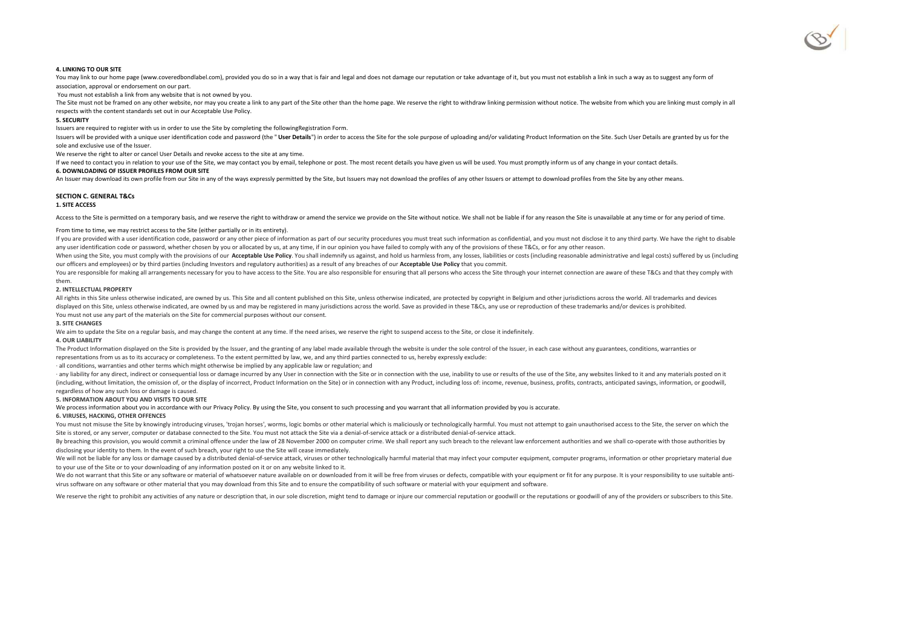**4. LINKING TO OUR SITE**

You may link to our home page (www.coveredbondlabel.com), provided you do so in a way that is fair and legal and does not damage our reputation or take advantage of it, but you must not establish a link in such a way as to suggest any form of association, approval or endorsement on our part.

You must not establish a link from any website that is not owned by you.

The Site must not be framed on any other website, nor may you create a link to any part of the Site other than the home page. We reserve the right to withdraw linking permission without notice. The website from which you are linking must comply in all respects with the content standards set out in our Acceptable Use Policy.

**5. SECURITY**

Issuers are required to register with us in order to use the Site by completing the followingRegistration Form.

Issuers will be provided with a unique user identification code and password (the " **User Details**") in order to access the Site for the sole purpose of uploading and/or validating Product Information on the Site. Such User Details are granted by us for the sole and exclusive use of the Issuer.

We reserve the right to alter or cancel User Details and revoke access to the site at any time.

If we need to contact you in relation to your use of the Site, we may contact you by email, telephone or post. The most recent details you have given us will be used. You must promptly inform us of any change in your contact details.

**6. DOWNLOADING OF ISSUER PROFILES FROM OUR SITE**

An Issuer may download its own profile from our Site in any of the ways expressly permitted by the Site, but Issuers may not download the profiles of any other Issuers or attempt to download profiles from the Site by any other means.

## SECTION C. GENERAL T&Cs

**1. SITE ACCESS**

Access to the Site is permitted on a temporary basis, and we reserve the right to withdraw or amend the service we provide on the Site without notice. We shall not be liable if for any reason the Site is unavailable at any time or for any period of time.

From time to time, we may restrict access to the Site (either partially or in its entirety).

If you are provided with a user identification code, password or any other piece of information as part of our security procedures you must treat such information as confidential, and you must not disclose it to any third party. We have the right to disable any user identification code or password, whether chosen by you or allocated by us, at any time, if in our opinion you have failed to comply with any of the provisions of these T&Cs, or for any other reason.

When using the Site, you must comply with the provisions of our **Acceptable Use Policy**. You shall indemnify us against, and hold us harmless from, any losses, liabilities or costs (including reasonable administrative and legal costs) suffered by us (including our officers and employees) or by third parties (including Investors and regulatory authorities) as a result of any breaches of our **Acceptable Use Policy** that you commit.

You are responsible for making all arrangements necessary for you to have access to the Site. You are also responsible for ensuring that all persons who access the Site through your internet connection are aware of these T&Cs and that they comply with them.

**2. INTELLECTUAL PROPERTY**

All rights in this Site unless otherwise indicated, are owned by us. This Site and all content published on this Site, unless otherwise indicated, are protected by copyright in Belgium and other jurisdictions across the world. All trademarks and devices displayed on this Site, unless otherwise indicated, are owned by us and may be registered in many jurisdictions across the world. Save as provided in these T&Cs, any use or reproduction of these trademarks and/or devices is prohibited.

You must not use any part of the materials on the Site for commercial purposes without our consent.

**3. SITE CHANGES**

We aim to update the Site on a regular basis, and may change the content at any time. If the need arises, we reserve the right to suspend access to the Site, or close it indefinitely.

**4. OUR LIABILITY**

The Product Information displayed on the Site is provided by the Issuer, and the granting of any label made available through the website is under the sole control of the Issuer, in each case without any guarantees, conditions, warranties or representations from us as to its accuracy or completeness. To the extent permitted by law, we, and any third parties connected to us, hereby expressly exclude:

- all conditions, warranties and other terms which might otherwise be implied by any applicable law or regulation; and
- any liability for any direct, indirect or consequential loss or damage incurred by any User in connection with the Site or in connection with the use, inability to use or results of the use of the Site, any websites linked to it and any materials posted on it (including, without limitation, the omission of, or the display of incorrect, Product Information on the Site) or in connection with any Product, including loss of: income, revenue, business, profits, contracts, anticipated savings, information, or goodwill, regardless of how any such loss or damage is caused.

**5. INFORMATION ABOUT YOU AND VISITS TO OUR SITE**

We process information about you in accordance with our Privacy Policy. By using the Site, you consent to such processing and you warrant that all information provided by you is accurate.

**6. VIRUSES, HACKING, OTHER OFFENCES**

You must not misuse the Site by knowingly introducing viruses, 'trojan horses', worms, logic bombs or other material which is maliciously or technologically harmful. You must not attempt to gain unauthorised access to the Site, the server on which the Site is stored, or any server, computer or database connected to the Site. You must not attack the Site via a denial-of-service attack or a distributed denial-of-service attack.

By breaching this provision, you would commit a criminal offence under the law of 28 November 2000 on computer crime. We shall report any such breach to the relevant law enforcement authorities and we shall co-operate with those authorities by disclosing your identity to them. In the event of such breach, your right to use the Site will cease immediately.

We will not be liable for any loss or damage caused by a distributed denial-of-service attack, viruses or other technologically harmful material that may infect your computer equipment, computer programs, information or other proprietary material due to your use of the Site or to your downloading of any information posted on it or on any website linked to it.

We do not warrant that this Site or any software or material of whatsoever nature available on or downloaded from it will be free from viruses or defects, compatible with your equipment or fit for any purpose. It is your responsibility to use suitable anti-virus software on any software or other material that you may download from this Site and to ensure the compatibility of such software or material with your equipment and software.

We reserve the right to prohibit any activities of any nature or description that, in our sole discretion, might tend to damage or injure our commercial reputation or goodwill or the reputations or goodwill of any of the providers or subscribers to this Site.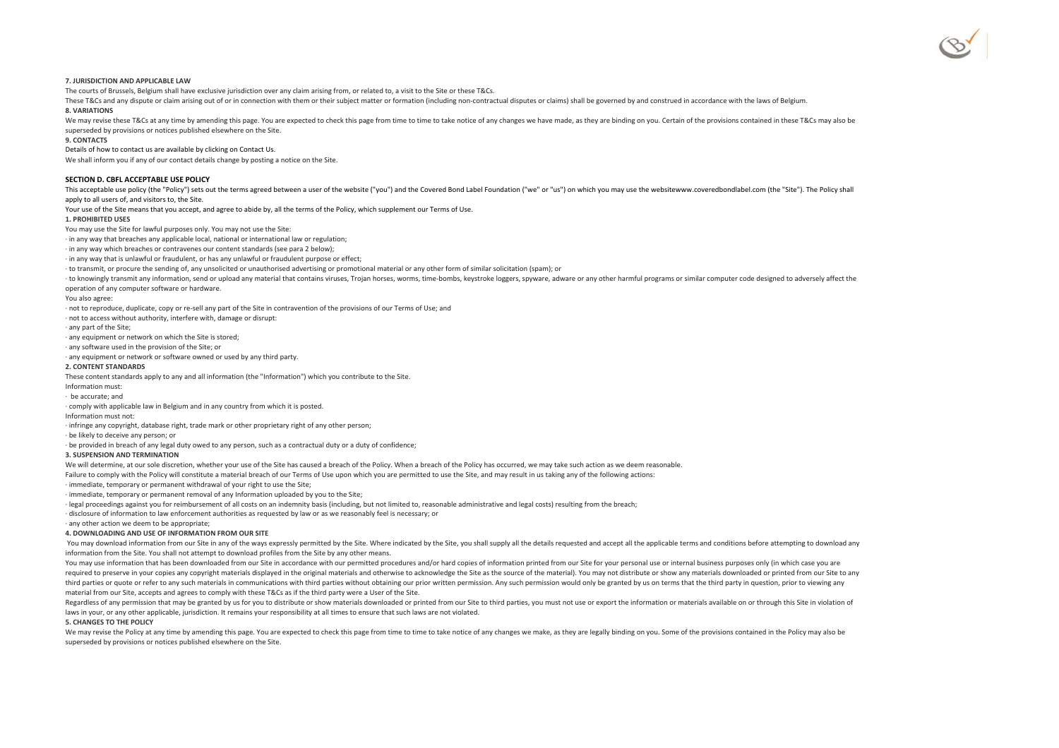**7. JURISDICTION AND APPLICABLE LAW**

The courts of Brussels, Belgium shall have exclusive jurisdiction over any claim arising from, or related to, a visit to the Site or these T&Cs.

These T&Cs and any dispute or claim arising out of or in connection with them or their subject matter or formation (including non-contractual disputes or claims) shall be governed by and construed in accordance with the laws of Belgium.

**8. VARIATIONS**

We may revise these T&Cs at any time by amending this page. You are expected to check this page from time to time to take notice of any changes we have made, as they are binding on you. Certain of the provisions contained in these T&Cs may also be superseded by provisions or notices published elsewhere on the Site.

**9. CONTACTS**

Details of how to contact us are available by clicking on Contact Us.

We shall inform you if any of our contact details change by posting a notice on the Site.

## SECTION D. CBFL ACCEPTABLE USE POLICY

This acceptable use policy (the "Policy") sets out the terms agreed between a user of the website ("you") and the Covered Bond Label Foundation ("we" or "us") on which you may use the websitewww.coveredbondlabel.com (the "Site"). The Policy shall apply to all users of, and visitors to, the Site.

Your use of the Site means that you accept, and agree to abide by, all the terms of the Policy, which supplement our Terms of Use.

**1. PROHIBITED USES**

You may use the Site for lawful purposes only. You may not use the Site:

- in any way that breaches any applicable local, national or international law or regulation;
- in any way which breaches or contravenes our content standards (see para 2 below);
- in any way that is unlawful or fraudulent, or has any unlawful or fraudulent purpose or effect;
- to transmit, or procure the sending of, any unsolicited or unauthorised advertising or promotional material or any other form of similar solicitation (spam); or
- to knowingly transmit any information, send or upload any material that contains viruses, Trojan horses, worms, time-bombs, keystroke loggers, spyware, adware or any other harmful programs or similar computer code designed to adversely affect the operation of any computer software or hardware.

You also agree:

- not to reproduce, duplicate, copy or re-sell any part of the Site in contravention of the provisions of our Terms of Use; and
- not to access without authority, interfere with, damage or disrupt:
- any part of the Site;
- any equipment or network on which the Site is stored;
- any software used in the provision of the Site; or
- any equipment or network or software owned or used by any third party.

**2. CONTENT STANDARDS**

These content standards apply to any and all information (the "Information") which you contribute to the Site.

Information must:

- be accurate; and
- comply with applicable law in Belgium and in any country from which it is posted.

Information must not:

- infringe any copyright, database right, trade mark or other proprietary right of any other person;
- be likely to deceive any person; or
- be provided in breach of any legal duty owed to any person, such as a contractual duty or a duty of confidence;

**3. SUSPENSION AND TERMINATION**

We will determine, at our sole discretion, whether your use of the Site has caused a breach of the Policy. When a breach of the Policy has occurred, we may take such action as we deem reasonable.

Failure to comply with the Policy will constitute a material breach of our Terms of Use upon which you are permitted to use the Site, and may result in us taking any of the following actions:

- immediate, temporary or permanent withdrawal of your right to use the Site;
- immediate, temporary or permanent removal of any Information uploaded by you to the Site;
- legal proceedings against you for reimbursement of all costs on an indemnity basis (including, but not limited to, reasonable administrative and legal costs) resulting from the breach;
- disclosure of information to law enforcement authorities as requested by law or as we reasonably feel is necessary; or
- any other action we deem to be appropriate;

**4. DOWNLOADING AND USE OF INFORMATION FROM OUR SITE**

You may download information from our Site in any of the ways expressly permitted by the Site. Where indicated by the Site, you shall supply all the details requested and accept all the applicable terms and conditions before attempting to download any information from the Site. You shall not attempt to download profiles from the Site by any other means.

You may use information that has been downloaded from our Site in accordance with our permitted procedures and/or hard copies of information printed from our Site for your personal use or internal business purposes only (in which case you are required to preserve in your copies any copyright materials displayed in the original materials and otherwise to acknowledge the Site as the source of the material). You may not distribute or show any materials downloaded or printed from our Site to any third parties or quote or refer to any such materials in communications with third parties without obtaining our prior written permission. Any such permission would only be granted by us on terms that the third party in question, prior to viewing any material from our Site, accepts and agrees to comply with these T&Cs as if the third party were a User of the Site.

Regardless of any permission that may be granted by us for you to distribute or show materials downloaded or printed from our Site to third parties, you must not use or export the information or materials available on or through this Site in violation of laws in your, or any other applicable, jurisdiction. It remains your responsibility at all times to ensure that such laws are not violated.

**5. CHANGES TO THE POLICY**

We may revise the Policy at any time by amending this page. You are expected to check this page from time to time to take notice of any changes we make, as they are legally binding on you. Some of the provisions contained in the Policy may also be superseded by provisions or notices published elsewhere on the Site.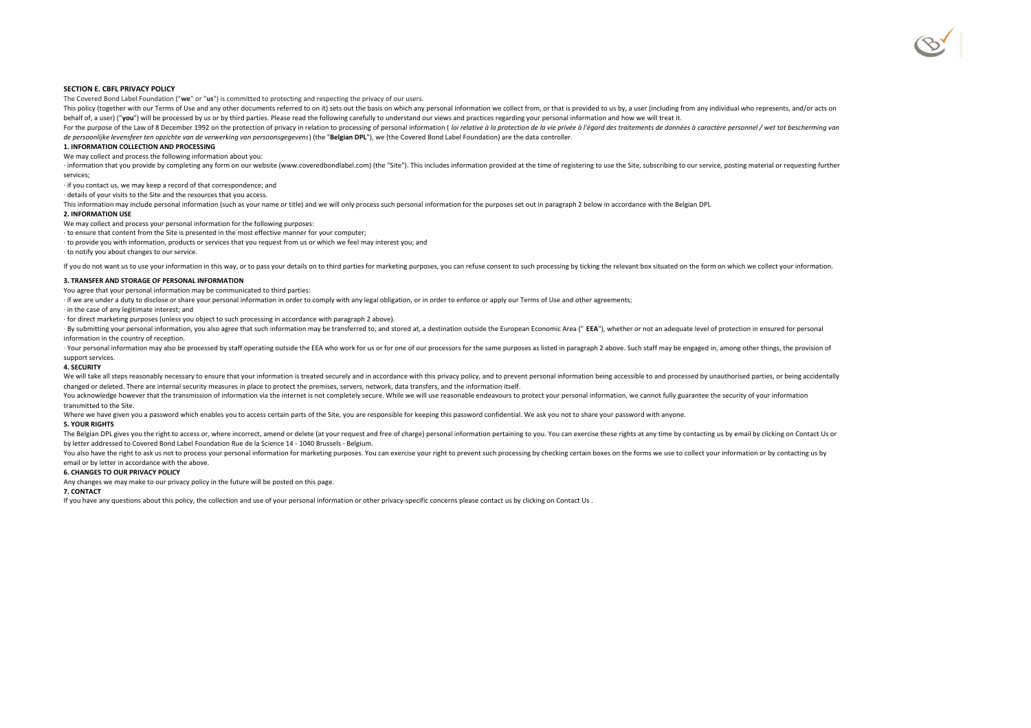## SECTION E. CBFL PRIVACY POLICY

The Covered Bond Label Foundation ("**we**" or "**us**") is committed to protecting and respecting the privacy of our users.

This policy (together with our Terms of Use and any other documents referred to on it) sets out the basis on which any personal information we collect from, or that is provided to us by, a user (including from any individual who represents, and/or acts on behalf of, a user) ("**you**") will be processed by us or by third parties. Please read the following carefully to understand our views and practices regarding your personal information and how we will treat it.

For the purpose of the Law of 8 December 1992 on the protection of privacy in relation to processing of personal information ( *loi relative à la protection de la vie privée à l'égard des traitements de données à caractère personnel / wet tot bescherming van de persoonlijke levensfeer ten opzichte van de verwerking van persoonsgegevens*) (the "**Belgian DPL**"), we (the Covered Bond Label Foundation) are the data controller.

### 1. INFORMATION COLLECTION AND PROCESSING

We may collect and process the following information about you:

· information that you provide by completing any form on our website (www.coveredbondlabel.com) (the "Site"). This includes information provided at the time of registering to use the Site, subscribing to our service, posting material or requesting further services;

· if you contact us, we may keep a record of that correspondence; and

· details of your visits to the Site and the resources that you access.

This information may include personal information (such as your name or title) and we will only process such personal information for the purposes set out in paragraph 2 below in accordance with the Belgian DPL

### 2. INFORMATION USE

We may collect and process your personal information for the following purposes:

· to ensure that content from the Site is presented in the most effective manner for your computer;

· to provide you with information, products or services that you request from us or which we feel may interest you; and

· to notify you about changes to our service.

If you do not want us to use your information in this way, or to pass your details on to third parties for marketing purposes, you can refuse consent to such processing by ticking the relevant box situated on the form on which we collect your information.

### 3. TRANSFER AND STORAGE OF PERSONAL INFORMATION

You agree that your personal information may be communicated to third parties:

· if we are under a duty to disclose or share your personal information in order to comply with any legal obligation, or in order to enforce or apply our Terms of Use and other agreements;

· in the case of any legitimate interest; and

· for direct marketing purposes (unless you object to such processing in accordance with paragraph 2 above).

· By submitting your personal information, you also agree that such information may be transferred to, and stored at, a destination outside the European Economic Area (" **EEA**"), whether or not an adequate level of protection in ensured for personal information in the country of reception.

· Your personal information may also be processed by staff operating outside the EEA who work for us or for one of our processors for the same purposes as listed in paragraph 2 above. Such staff may be engaged in, among other things, the provision of support services.

### 4. SECURITY

We will take all steps reasonably necessary to ensure that your information is treated securely and in accordance with this privacy policy, and to prevent personal information being accessible to and processed by unauthorised parties, or being accidentally changed or deleted. There are internal security measures in place to protect the premises, servers, network, data transfers, and the information itself.

You acknowledge however that the transmission of information via the internet is not completely secure. While we will use reasonable endeavours to protect your personal information, we cannot fully guarantee the security of your information transmitted to the Site.

Where we have given you a password which enables you to access certain parts of the Site, you are responsible for keeping this password confidential. We ask you not to share your password with anyone.

### 5. YOUR RIGHTS

The Belgian DPL gives you the right to access or, where incorrect, amend or delete (at your request and free of charge) personal information pertaining to you. You can exercise these rights at any time by contacting us by email by clicking on Contact Us or by letter addressed to Covered Bond Label Foundation Rue de la Science 14 - 1040 Brussels - Belgium.

You also have the right to ask us not to process your personal information for marketing purposes. You can exercise your right to prevent such processing by checking certain boxes on the forms we use to collect your information or by contacting us by email or by letter in accordance with the above.

### 6. CHANGES TO OUR PRIVACY POLICY

Any changes we may make to our privacy policy in the future will be posted on this page.

### 7. CONTACT

If you have any questions about this policy, the collection and use of your personal information or other privacy-specific concerns please contact us by clicking on Contact Us .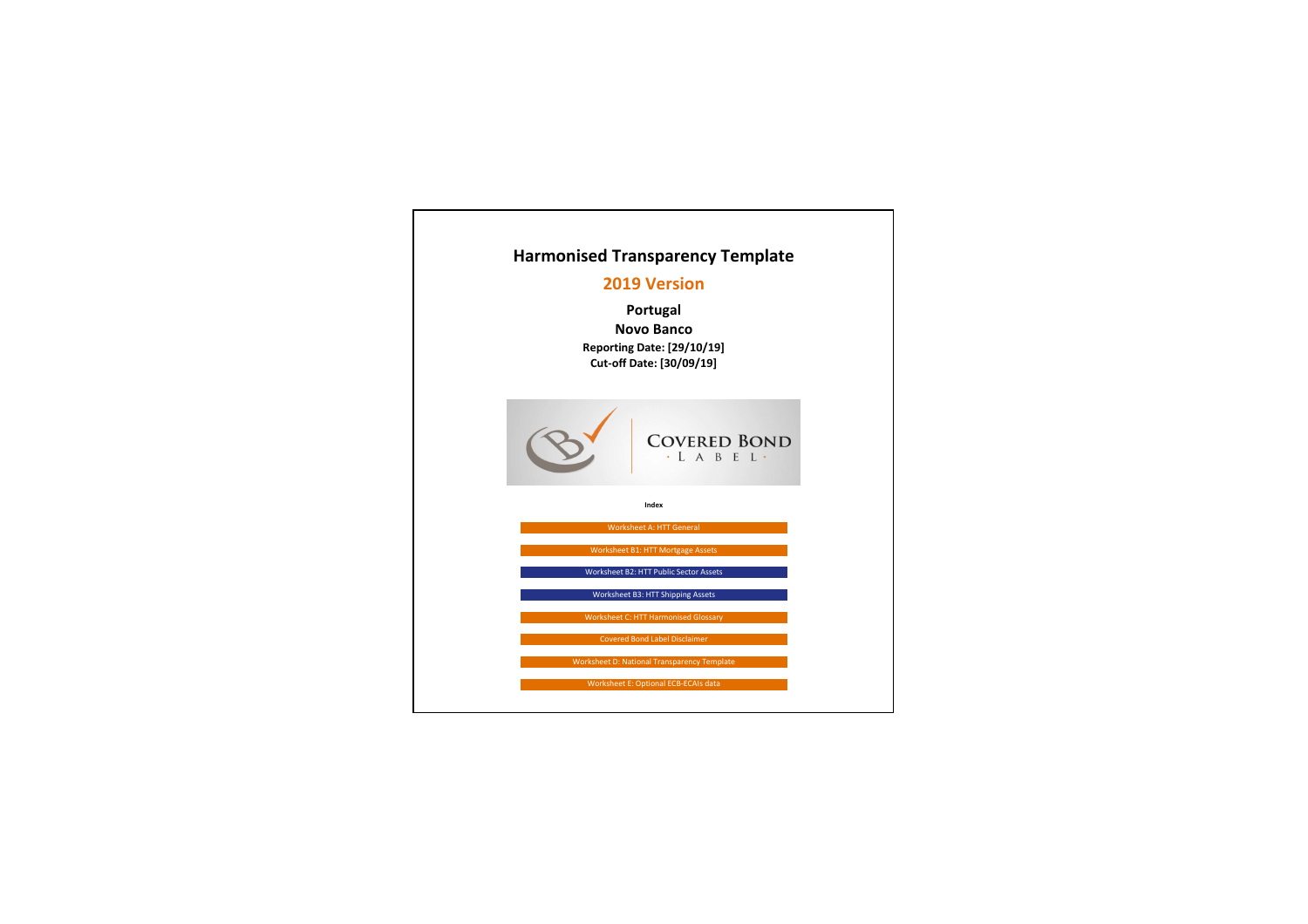# Harmonised Transparency Template

## 2019 Version

**Portugal**

**Novo Banco**

**Reporting Date: [29/10/19]**

**Cut-off Date: [30/09/19]**

COVERED BOND · LABEL ·

**Index**

- Worksheet A: HTT General
- Worksheet B1: HTT Mortgage Assets
- Worksheet B2: HTT Public Sector Assets
- Worksheet B3: HTT Shipping Assets
- Worksheet C: HTT Harmonised Glossary
- Covered Bond Label Disclaimer
- Worksheet D: National Transparency Template
- Worksheet E: Optional ECB-ECAIs data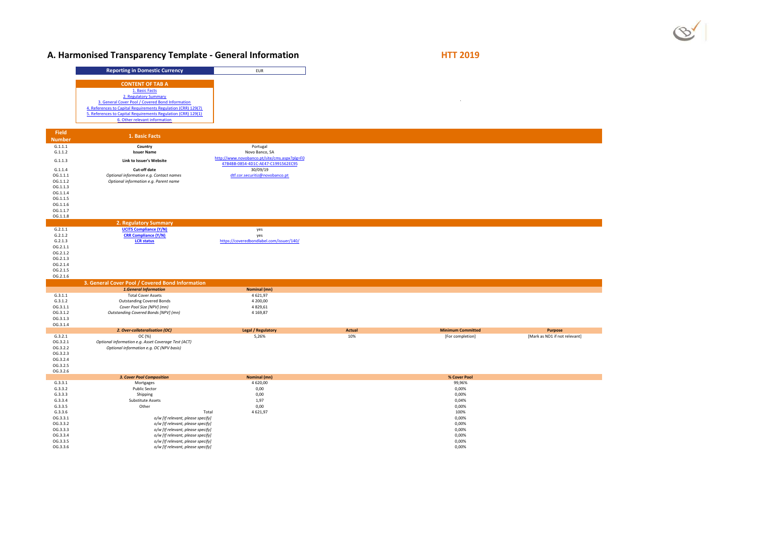# A. Harmonised Transparency Template - General Information

**HTT 2019**

| Reporting in Domestic Currency | EUR |
|---|---|

**CONTENT OF TAB A**

1. Basic Facts
2. Regulatory Summary
3. General Cover Pool / Covered Bond Information
4. References to Capital Requirements Regulation (CRR) 129(7)
5. References to Capital Requirements Regulation (CRR) 129(1)
6. Other relevant information

| Field Number | 1. Basic Facts | | | | |
|---|---|---|---|---|---|
| G.1.1.1 | **Country** | Portugal | | | |
| G.1.1.2 | **Issuer Name** | Novo Banco, SA | | | |
| G.1.1.3 | **Link to Issuer's Website** | http://www.novobanco.pt/site/cms.aspx?plg=F047B4BB-0854-4D1C-AE47-C1991562EC95 | | | |
| G.1.1.4 | **Cut-off date** | 30/09/19 | | | |
| OG.1.1.1 | *Optional information e.g. Contact names* | dtf.cor.securitiz@novobanco.pt | | | |
| OG.1.1.2 | *Optional information e.g. Parent name* | | | | |
| OG.1.1.3 | | | | | |
| OG.1.1.4 | | | | | |
| OG.1.1.5 | | | | | |
| OG.1.1.6 | | | | | |
| OG.1.1.7 | | | | | |
| OG.1.1.8 | | | | | |
| | **2. Regulatory Summary** | | | | |
| G.2.1.1 | **UCITS Compliance (Y/N)** | yes | | | |
| G.2.1.2 | **CRR Compliance (Y/N)** | yes | | | |
| G.2.1.3 | **LCR status** | https://coveredbondlabel.com/issuer/140/ | | | |
| OG.2.1.1 | | | | | |
| OG.2.1.2 | | | | | |
| OG.2.1.3 | | | | | |
| OG.2.1.4 | | | | | |
| OG.2.1.5 | | | | | |
| OG.2.1.6 | | | | | |
| | **3. General Cover Pool / Covered Bond Information** | | | | |
| | ***1.General Information*** | **Nominal (mn)** | | | |
| G.3.1.1 | Total Cover Assets | 4 621,97 | | | |
| G.3.1.2 | Outstanding Covered Bonds | 4 200,00 | | | |
| OG.3.1.1 | *Cover Pool Size [NPV] (mn)* | 4 829,61 | | | |
| OG.3.1.2 | *Outstanding Covered Bonds [NPV] (mn)* | 4 169,87 | | | |
| OG.3.1.3 | | | | | |
| OG.3.1.4 | | | | | |
| | ***2. Over-collateralisation (OC)*** | **Legal / Regulatory** | **Actual** | **Minimum Committed** | **Purpose** |
| G.3.2.1 | OC (%) | 5,26% | 10% | [For completion] | [Mark as ND1 if not relevant] |
| OG.3.2.1 | *Optional information e.g. Asset Coverage Test (ACT)* | | | | |
| OG.3.2.2 | *Optional information e.g. OC (NPV basis)* | | | | |
| OG.3.2.3 | | | | | |
| OG.3.2.4 | | | | | |
| OG.3.2.5 | | | | | |
| OG.3.2.6 | | | | | |
| | ***3. Cover Pool Composition*** | **Nominal (mn)** | | **% Cover Pool** | |
| G.3.3.1 | Mortgages | 4 620,00 | | 99,96% | |
| G.3.3.2 | Public Sector | 0,00 | | 0,00% | |
| G.3.3.3 | Shipping | 0,00 | | 0,00% | |
| G.3.3.4 | Substitute Assets | 1,97 | | 0,04% | |
| G.3.3.5 | Other | 0,00 | | 0,00% | |
| G.3.3.6 | Total | 4 621,97 | | 100% | |
| OG.3.3.1 | *o/w [If relevant, please specify]* | | | 0,00% | |
| OG.3.3.2 | *o/w [If relevant, please specify]* | | | 0,00% | |
| OG.3.3.3 | *o/w [If relevant, please specify]* | | | 0,00% | |
| OG.3.3.4 | *o/w [If relevant, please specify]* | | | 0,00% | |
| OG.3.3.5 | *o/w [If relevant, please specify]* | | | 0,00% | |
| OG.3.3.6 | *o/w [If relevant, please specify]* | | | 0,00% | |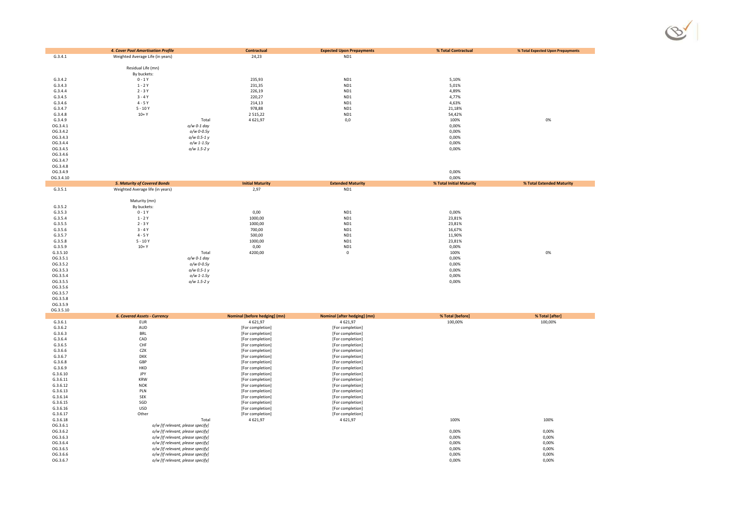| | 4. Cover Pool Amortisation Profile | | Contractual | Expected Upon Prepayments | % Total Contractual | % Total Expected Upon Prepayments |
|---|---|---|---|---|---|---|
| G.3.4.1 | Weighted Average Life (in years) | | 24,23 | ND1 | | |
| | Residual Life (mn) | | | | | |
| | By buckets: | | | | | |
| G.3.4.2 | 0 - 1 Y | | 235,93 | ND1 | 5,10% | |
| G.3.4.3 | 1 - 2 Y | | 231,35 | ND1 | 5,01% | |
| G.3.4.4 | 2 - 3 Y | | 226,19 | ND1 | 4,89% | |
| G.3.4.5 | 3 - 4 Y | | 220,27 | ND1 | 4,77% | |
| G.3.4.6 | 4 - 5 Y | | 214,13 | ND1 | 4,63% | |
| G.3.4.7 | 5 - 10 Y | | 978,88 | ND1 | 21,18% | |
| G.3.4.8 | 10+ Y | | 2 515,22 | ND1 | 54,42% | |
| G.3.4.9 | | Total | 4 621,97 | 0,0 | 100% | 0% |
| OG.3.4.1 | | *o/w 0-1 day* | | | 0,00% | |
| OG.3.4.2 | | *o/w 0-0.5y* | | | 0,00% | |
| OG.3.4.3 | | *o/w 0.5-1 y* | | | 0,00% | |
| OG.3.4.4 | | *o/w 1-1.5y* | | | 0,00% | |
| OG.3.4.5 | | *o/w 1.5-2 y* | | | 0,00% | |
| OG.3.4.6 | | | | | | |
| OG.3.4.7 | | | | | | |
| OG.3.4.8 | | | | | | |
| OG.3.4.9 | | | | | 0,00% | |
| OG.3.4.10 | | | | | 0,00% | |

| | 5. Maturity of Covered Bonds | | Initial Maturity | Extended Maturity | % Total Initial Maturity | % Total Extended Maturity |
|---|---|---|---|---|---|---|
| G.3.5.1 | Weighted Average life (in years) | | 2,97 | ND1 | | |
| | Maturity (mn) | | | | | |
| G.3.5.2 | By buckets: | | | | | |
| G.3.5.3 | 0 - 1 Y | | 0,00 | ND1 | 0,00% | |
| G.3.5.4 | 1 - 2 Y | | 1000,00 | ND1 | 23,81% | |
| G.3.5.5 | 2 - 3 Y | | 1000,00 | ND1 | 23,81% | |
| G.3.5.6 | 3 - 4 Y | | 700,00 | ND1 | 16,67% | |
| G.3.5.7 | 4 - 5 Y | | 500,00 | ND1 | 11,90% | |
| G.3.5.8 | 5 - 10 Y | | 1000,00 | ND1 | 23,81% | |
| G.3.5.9 | 10+ Y | | 0,00 | ND1 | 0,00% | |
| G.3.5.10 | | Total | 4200,00 | 0 | 100% | 0% |
| OG.3.5.1 | | *o/w 0-1 day* | | | 0,00% | |
| OG.3.5.2 | | *o/w 0-0.5y* | | | 0,00% | |
| OG.3.5.3 | | *o/w 0.5-1 y* | | | 0,00% | |
| OG.3.5.4 | | *o/w 1-1.5y* | | | 0,00% | |
| OG.3.5.5 | | *o/w 1.5-2 y* | | | 0,00% | |
| OG.3.5.6 | | | | | | |
| OG.3.5.7 | | | | | | |
| OG.3.5.8 | | | | | | |
| OG.3.5.9 | | | | | | |
| OG.3.5.10 | | | | | | |

| | 6. Covered Assets - Currency | | Nominal [before hedging] (mn) | Nominal [after hedging] (mn) | % Total [before] | % Total [after] |
|---|---|---|---|---|---|---|
| G.3.6.1 | EUR | | 4 621,97 | 4 621,97 | 100,00% | 100,00% |
| G.3.6.2 | AUD | | [For completion] | [For completion] | | |
| G.3.6.3 | BRL | | [For completion] | [For completion] | | |
| G.3.6.4 | CAD | | [For completion] | [For completion] | | |
| G.3.6.5 | CHF | | [For completion] | [For completion] | | |
| G.3.6.6 | CZK | | [For completion] | [For completion] | | |
| G.3.6.7 | DKK | | [For completion] | [For completion] | | |
| G.3.6.8 | GBP | | [For completion] | [For completion] | | |
| G.3.6.9 | HKD | | [For completion] | [For completion] | | |
| G.3.6.10 | JPY | | [For completion] | [For completion] | | |
| G.3.6.11 | KRW | | [For completion] | [For completion] | | |
| G.3.6.12 | NOK | | [For completion] | [For completion] | | |
| G.3.6.13 | PLN | | [For completion] | [For completion] | | |
| G.3.6.14 | SEK | | [For completion] | [For completion] | | |
| G.3.6.15 | SGD | | [For completion] | [For completion] | | |
| G.3.6.16 | USD | | [For completion] | [For completion] | | |
| G.3.6.17 | Other | | [For completion] | [For completion] | | |
| G.3.6.18 | | Total | 4 621,97 | 4 621,97 | 100% | 100% |
| OG.3.6.1 | *o/w [If relevant, please specify]* | | | | | |
| OG.3.6.2 | *o/w [If relevant, please specify]* | | | | 0,00% | 0,00% |
| OG.3.6.3 | *o/w [If relevant, please specify]* | | | | 0,00% | 0,00% |
| OG.3.6.4 | *o/w [If relevant, please specify]* | | | | 0,00% | 0,00% |
| OG.3.6.5 | *o/w [If relevant, please specify]* | | | | 0,00% | 0,00% |
| OG.3.6.6 | *o/w [If relevant, please specify]* | | | | 0,00% | 0,00% |
| OG.3.6.7 | *o/w [If relevant, please specify]* | | | | 0,00% | 0,00% |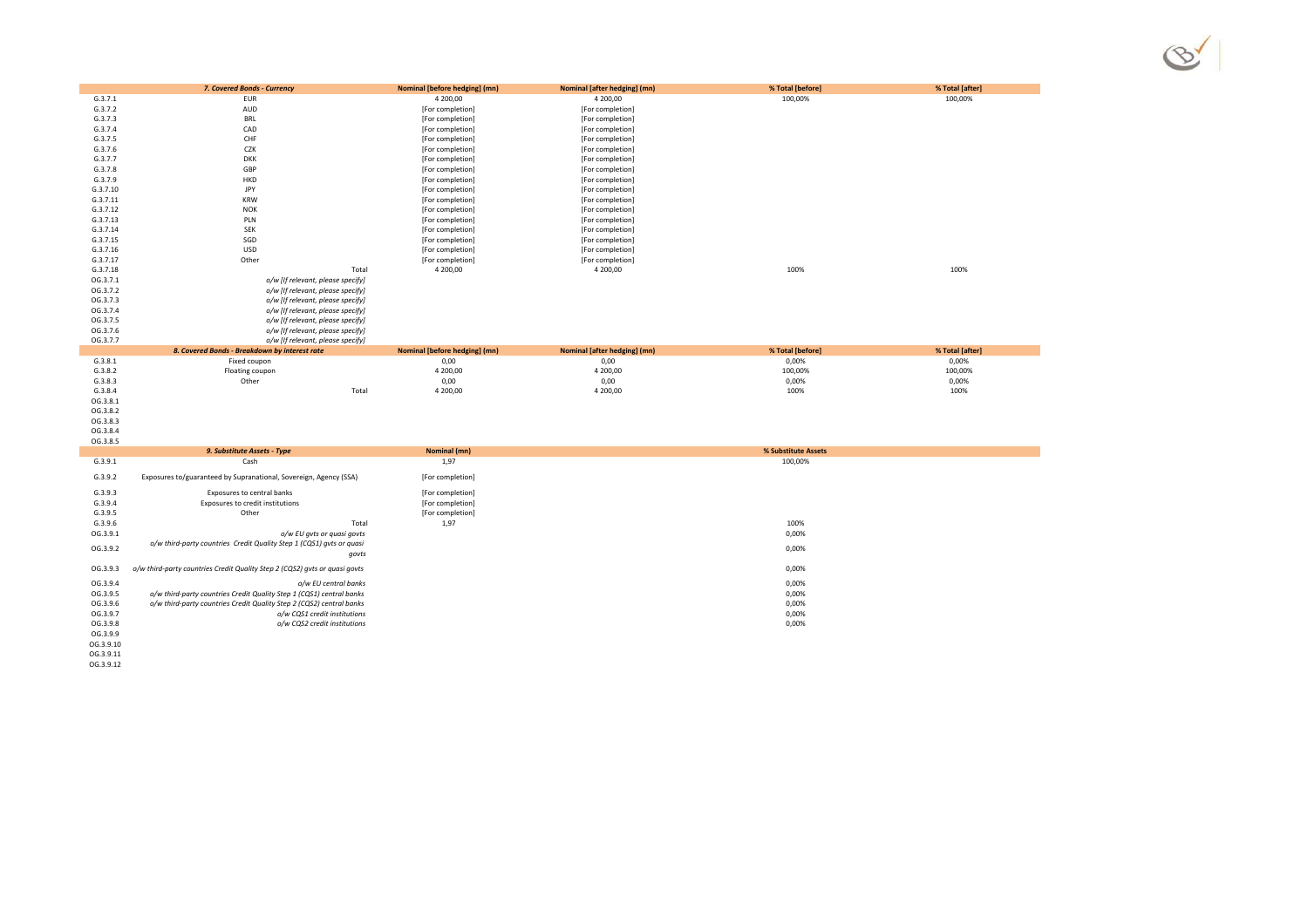| | 7. Covered Bonds - Currency | Nominal [before hedging] (mn) | Nominal [after hedging] (mn) | % Total [before] | % Total [after] |
|---|---|---|---|---|---|
| G.3.7.1 | EUR | 4 200,00 | 4 200,00 | 100,00% | 100,00% |
| G.3.7.2 | AUD | [For completion] | [For completion] | | |
| G.3.7.3 | BRL | [For completion] | [For completion] | | |
| G.3.7.4 | CAD | [For completion] | [For completion] | | |
| G.3.7.5 | CHF | [For completion] | [For completion] | | |
| G.3.7.6 | CZK | [For completion] | [For completion] | | |
| G.3.7.7 | DKK | [For completion] | [For completion] | | |
| G.3.7.8 | GBP | [For completion] | [For completion] | | |
| G.3.7.9 | HKD | [For completion] | [For completion] | | |
| G.3.7.10 | JPY | [For completion] | [For completion] | | |
| G.3.7.11 | KRW | [For completion] | [For completion] | | |
| G.3.7.12 | NOK | [For completion] | [For completion] | | |
| G.3.7.13 | PLN | [For completion] | [For completion] | | |
| G.3.7.14 | SEK | [For completion] | [For completion] | | |
| G.3.7.15 | SGD | [For completion] | [For completion] | | |
| G.3.7.16 | USD | [For completion] | [For completion] | | |
| G.3.7.17 | Other | [For completion] | [For completion] | | |
| G.3.7.18 | Total | 4 200,00 | 4 200,00 | 100% | 100% |
| OG.3.7.1 | *o/w [If relevant, please specify]* | | | | |
| OG.3.7.2 | *o/w [If relevant, please specify]* | | | | |
| OG.3.7.3 | *o/w [If relevant, please specify]* | | | | |
| OG.3.7.4 | *o/w [If relevant, please specify]* | | | | |
| OG.3.7.5 | *o/w [If relevant, please specify]* | | | | |
| OG.3.7.6 | *o/w [If relevant, please specify]* | | | | |
| OG.3.7.7 | *o/w [If relevant, please specify]* | | | | |

| | 8. Covered Bonds - Breakdown by interest rate | Nominal [before hedging] (mn) | Nominal [after hedging] (mn) | % Total [before] | % Total [after] |
|---|---|---|---|---|---|
| G.3.8.1 | Fixed coupon | 0,00 | 0,00 | 0,00% | 0,00% |
| G.3.8.2 | Floating coupon | 4 200,00 | 4 200,00 | 100,00% | 100,00% |
| G.3.8.3 | Other | 0,00 | 0,00 | 0,00% | 0,00% |
| G.3.8.4 | Total | 4 200,00 | 4 200,00 | 100% | 100% |
| OG.3.8.1 | | | | | |
| OG.3.8.2 | | | | | |
| OG.3.8.3 | | | | | |
| OG.3.8.4 | | | | | |
| OG.3.8.5 | | | | | |

| | 9. Substitute Assets - Type | Nominal (mn) | % Substitute Assets |
|---|---|---|---|
| G.3.9.1 | Cash | 1,97 | 100,00% |
| G.3.9.2 | Exposures to/guaranteed by Supranational, Sovereign, Agency (SSA) | [For completion] | |
| G.3.9.3 | Exposures to central banks | [For completion] | |
| G.3.9.4 | Exposures to credit institutions | [For completion] | |
| G.3.9.5 | Other | [For completion] | |
| G.3.9.6 | Total | 1,97 | 100% |
| OG.3.9.1 | *o/w EU gvts or quasi govts* | | 0,00% |
| OG.3.9.2 | *o/w third-party countries Credit Quality Step 1 (CQS1) gvts or quasi govts* | | 0,00% |
| OG.3.9.3 | *o/w third-party countries Credit Quality Step 2 (CQS2) gvts or quasi govts* | | 0,00% |
| OG.3.9.4 | *o/w EU central banks* | | 0,00% |
| OG.3.9.5 | *o/w third-party countries Credit Quality Step 1 (CQS1) central banks* | | 0,00% |
| OG.3.9.6 | *o/w third-party countries Credit Quality Step 2 (CQS2) central banks* | | 0,00% |
| OG.3.9.7 | *o/w CQS1 credit institutions* | | 0,00% |
| OG.3.9.8 | *o/w CQS2 credit institutions* | | 0,00% |
| OG.3.9.9 | | | |
| OG.3.9.10 | | | |
| OG.3.9.11 | | | |
| OG.3.9.12 | | | |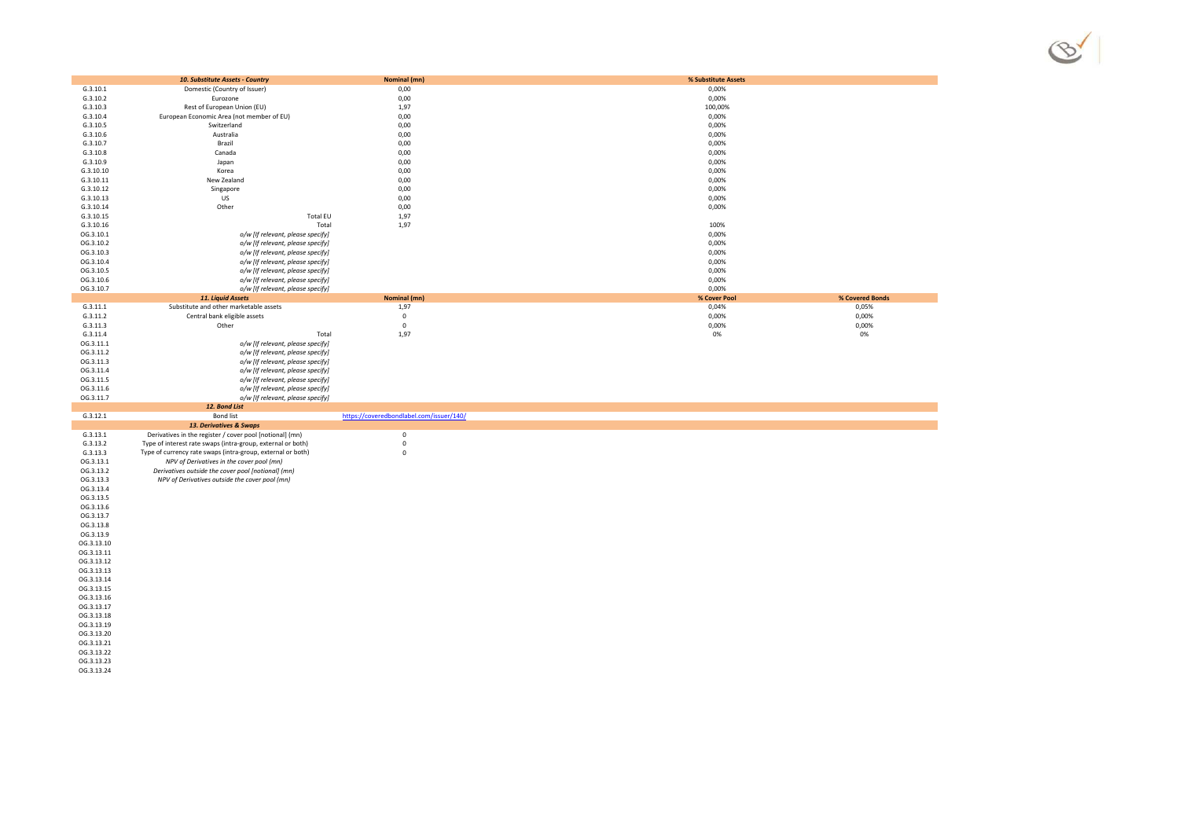| | 10. Substitute Assets - Country | Nominal (mn) | % Substitute Assets | |
|---|---|---|---|---|
| G.3.10.1 | Domestic (Country of Issuer) | 0,00 | 0,00% | |
| G.3.10.2 | Eurozone | 0,00 | 0,00% | |
| G.3.10.3 | Rest of European Union (EU) | 1,97 | 100,00% | |
| G.3.10.4 | European Economic Area (not member of EU) | 0,00 | 0,00% | |
| G.3.10.5 | Switzerland | 0,00 | 0,00% | |
| G.3.10.6 | Australia | 0,00 | 0,00% | |
| G.3.10.7 | Brazil | 0,00 | 0,00% | |
| G.3.10.8 | Canada | 0,00 | 0,00% | |
| G.3.10.9 | Japan | 0,00 | 0,00% | |
| G.3.10.10 | Korea | 0,00 | 0,00% | |
| G.3.10.11 | New Zealand | 0,00 | 0,00% | |
| G.3.10.12 | Singapore | 0,00 | 0,00% | |
| G.3.10.13 | US | 0,00 | 0,00% | |
| G.3.10.14 | Other | 0,00 | 0,00% | |
| G.3.10.15 | Total EU | 1,97 | | |
| G.3.10.16 | Total | 1,97 | 100% | |
| OG.3.10.1 | *o/w [If relevant, please specify]* | | 0,00% | |
| OG.3.10.2 | *o/w [If relevant, please specify]* | | 0,00% | |
| OG.3.10.3 | *o/w [If relevant, please specify]* | | 0,00% | |
| OG.3.10.4 | *o/w [If relevant, please specify]* | | 0,00% | |
| OG.3.10.5 | *o/w [If relevant, please specify]* | | 0,00% | |
| OG.3.10.6 | *o/w [If relevant, please specify]* | | 0,00% | |
| OG.3.10.7 | *o/w [If relevant, please specify]* | | 0,00% | |
| | **11. Liquid Assets** | **Nominal (mn)** | **% Cover Pool** | **% Covered Bonds** |
| G.3.11.1 | Substitute and other marketable assets | 1,97 | 0,04% | 0,05% |
| G.3.11.2 | Central bank eligible assets | 0 | 0,00% | 0,00% |
| G.3.11.3 | Other | 0 | 0,00% | 0,00% |
| G.3.11.4 | Total | 1,97 | 0% | 0% |
| OG.3.11.1 | *o/w [If relevant, please specify]* | | | |
| OG.3.11.2 | *o/w [If relevant, please specify]* | | | |
| OG.3.11.3 | *o/w [If relevant, please specify]* | | | |
| OG.3.11.4 | *o/w [If relevant, please specify]* | | | |
| OG.3.11.5 | *o/w [If relevant, please specify]* | | | |
| OG.3.11.6 | *o/w [If relevant, please specify]* | | | |
| OG.3.11.7 | *o/w [If relevant, please specify]* | | | |
| | **12. Bond List** | | | |
| G.3.12.1 | Bond list | https://coveredbondlabel.com/issuer/140/ | | |
| | **13. Derivatives & Swaps** | | | |
| G.3.13.1 | Derivatives in the register / cover pool [notional] (mn) | 0 | | |
| G.3.13.2 | Type of interest rate swaps (intra-group, external or both) | 0 | | |
| G.3.13.3 | Type of currency rate swaps (intra-group, external or both) | 0 | | |
| OG.3.13.1 | *NPV of Derivatives in the cover pool (mn)* | | | |
| OG.3.13.2 | *Derivatives outside the cover pool [notional] (mn)* | | | |
| OG.3.13.3 | *NPV of Derivatives outside the cover pool (mn)* | | | |
| OG.3.13.4 | | | | |
| OG.3.13.5 | | | | |
| OG.3.13.6 | | | | |
| OG.3.13.7 | | | | |
| OG.3.13.8 | | | | |
| OG.3.13.9 | | | | |
| OG.3.13.10 | | | | |
| OG.3.13.11 | | | | |
| OG.3.13.12 | | | | |
| OG.3.13.13 | | | | |
| OG.3.13.14 | | | | |
| OG.3.13.15 | | | | |
| OG.3.13.16 | | | | |
| OG.3.13.17 | | | | |
| OG.3.13.18 | | | | |
| OG.3.13.19 | | | | |
| OG.3.13.20 | | | | |
| OG.3.13.21 | | | | |
| OG.3.13.22 | | | | |
| OG.3.13.23 | | | | |
| OG.3.13.24 | | | | |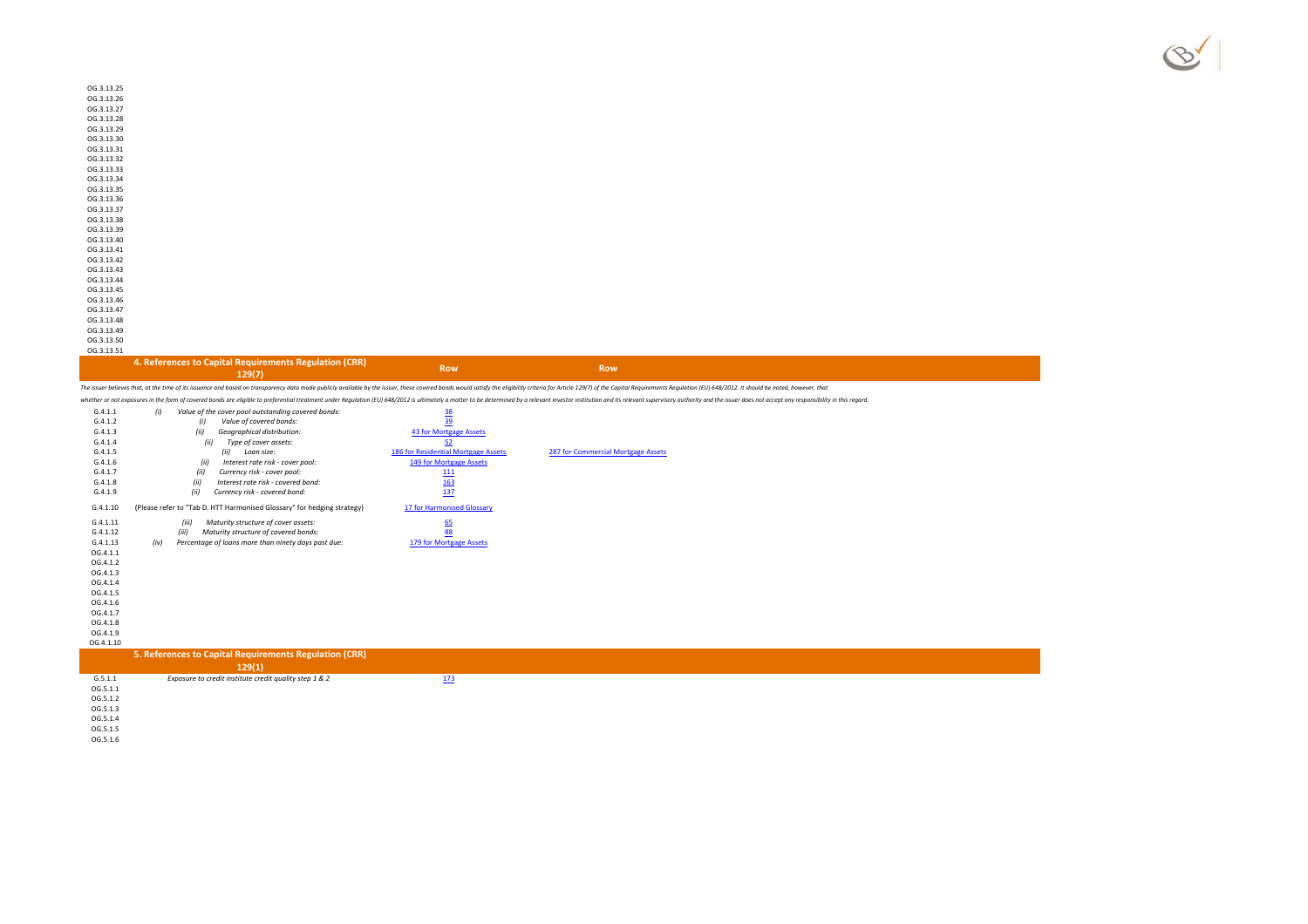| | | | |
|---|---|---|---|
| OG.3.13.25 | | | |
| OG.3.13.26 | | | |
| OG.3.13.27 | | | |
| OG.3.13.28 | | | |
| OG.3.13.29 | | | |
| OG.3.13.30 | | | |
| OG.3.13.31 | | | |
| OG.3.13.32 | | | |
| OG.3.13.33 | | | |
| OG.3.13.34 | | | |
| OG.3.13.35 | | | |
| OG.3.13.36 | | | |
| OG.3.13.37 | | | |
| OG.3.13.38 | | | |
| OG.3.13.39 | | | |
| OG.3.13.40 | | | |
| OG.3.13.41 | | | |
| OG.3.13.42 | | | |
| OG.3.13.43 | | | |
| OG.3.13.44 | | | |
| OG.3.13.45 | | | |
| OG.3.13.46 | | | |
| OG.3.13.47 | | | |
| OG.3.13.48 | | | |
| OG.3.13.49 | | | |
| OG.3.13.50 | | | |
| OG.3.13.51 | | | |

## 4. References to Capital Requirements Regulation (CRR) 129(7)

*The issuer believes that, at the time of its issuance and based on transparency data made publicly available by the issuer, these covered bonds would satisfy the eligibility criteria for Article 129(7) of the Capital Requirements Regulation (EU) 648/2012. It should be noted, however, that whether or not exposures in the form of covered bonds are eligible to preferential treatment under Regulation (EU) 648/2012 is ultimately a matter to be determined by a relevant investor institution and its relevant supervisory authority and the issuer does not accept any responsibility in this regard.*

| | 4. References to Capital Requirements Regulation (CRR) 129(7) | Row | Row |
|---|---|---|---|
| G.4.1.1 | *(i) Value of the cover pool outstanding covered bonds:* | 38 | |
| G.4.1.2 | *(i) Value of covered bonds:* | 39 | |
| G.4.1.3 | *(ii) Geographical distribution:* | 43 for Mortgage Assets | |
| G.4.1.4 | *(ii) Type of cover assets:* | 52 | |
| G.4.1.5 | *(ii) Loan size:* | 186 for Residential Mortgage Assets | 287 for Commercial Mortgage Assets |
| G.4.1.6 | *(ii) Interest rate risk - cover pool:* | 149 for Mortgage Assets | |
| G.4.1.7 | *(ii) Currency risk - cover pool:* | 111 | |
| G.4.1.8 | *(ii) Interest rate risk - covered bond:* | 163 | |
| G.4.1.9 | *(ii) Currency risk - covered bond:* | 137 | |
| G.4.1.10 | (Please refer to "Tab D. HTT Harmonised Glossary" for hedging strategy) | 17 for Harmonised Glossary | |
| G.4.1.11 | *(iii) Maturity structure of cover assets:* | 65 | |
| G.4.1.12 | *(iii) Maturity structure of covered bonds:* | 88 | |
| G.4.1.13 | *(iv) Percentage of loans more than ninety days past due:* | 179 for Mortgage Assets | |
| OG.4.1.1 | | | |
| OG.4.1.2 | | | |
| OG.4.1.3 | | | |
| OG.4.1.4 | | | |
| OG.4.1.5 | | | |
| OG.4.1.6 | | | |
| OG.4.1.7 | | | |
| OG.4.1.8 | | | |
| OG.4.1.9 | | | |
| OG.4.1.10 | | | |

## 5. References to Capital Requirements Regulation (CRR) 129(1)

| | 5. References to Capital Requirements Regulation (CRR) 129(1) | |
|---|---|---|
| G.5.1.1 | *Exposure to credit institute credit quality step 1 & 2* | 173 |
| OG.5.1.1 | | |
| OG.5.1.2 | | |
| OG.5.1.3 | | |
| OG.5.1.4 | | |
| OG.5.1.5 | | |
| OG.5.1.6 | | |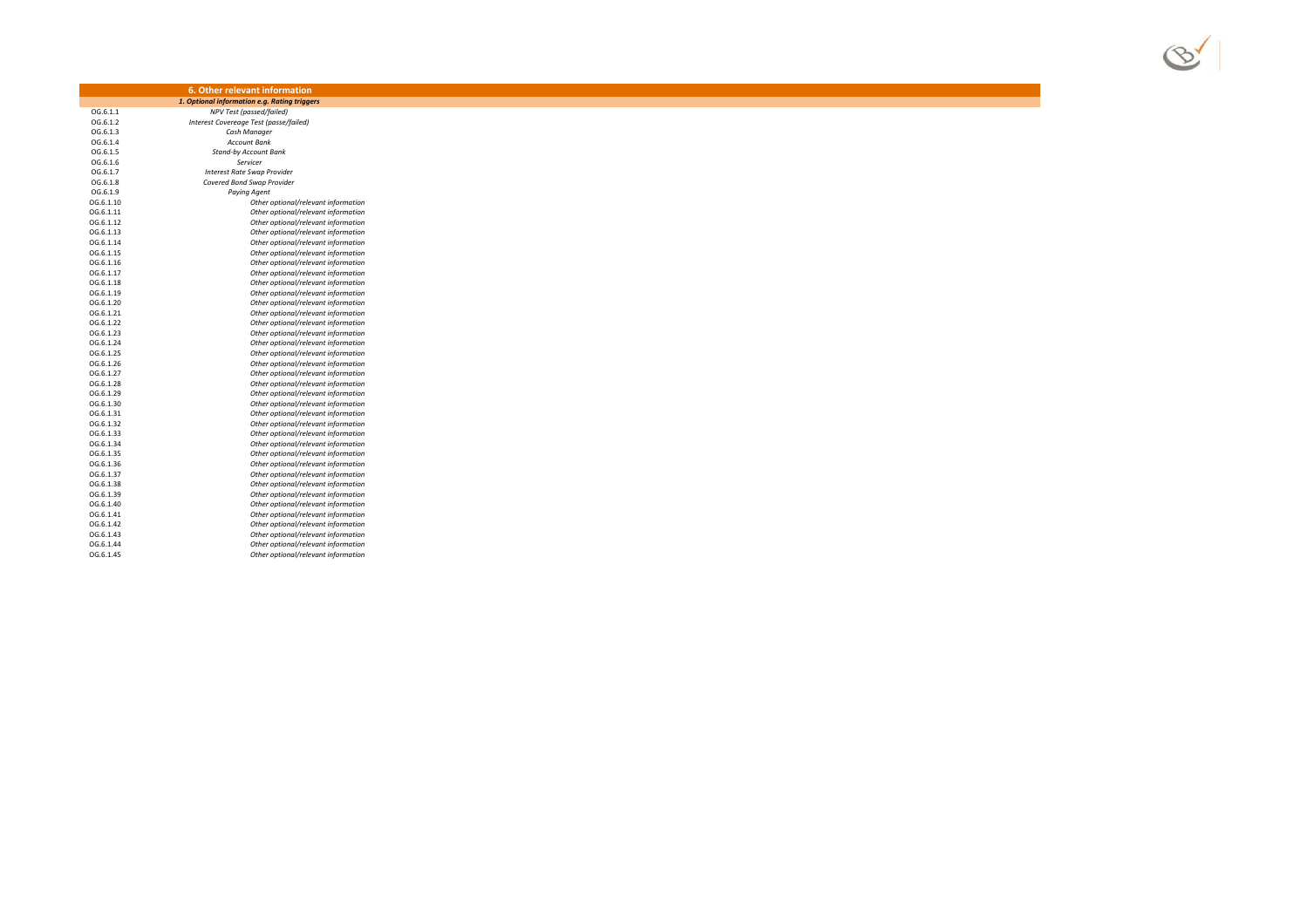| | 6. Other relevant information |
|---|---|
| | *1. Optional information e.g. Rating triggers* |
| OG.6.1.1 | *NPV Test (passed/failed)* |
| OG.6.1.2 | *Interest Covereage Test (passe/failed)* |
| OG.6.1.3 | *Cash Manager* |
| OG.6.1.4 | *Account Bank* |
| OG.6.1.5 | *Stand-by Account Bank* |
| OG.6.1.6 | *Servicer* |
| OG.6.1.7 | *Interest Rate Swap Provider* |
| OG.6.1.8 | *Covered Bond Swap Provider* |
| OG.6.1.9 | *Paying Agent* |
| OG.6.1.10 | *Other optional/relevant information* |
| OG.6.1.11 | *Other optional/relevant information* |
| OG.6.1.12 | *Other optional/relevant information* |
| OG.6.1.13 | *Other optional/relevant information* |
| OG.6.1.14 | *Other optional/relevant information* |
| OG.6.1.15 | *Other optional/relevant information* |
| OG.6.1.16 | *Other optional/relevant information* |
| OG.6.1.17 | *Other optional/relevant information* |
| OG.6.1.18 | *Other optional/relevant information* |
| OG.6.1.19 | *Other optional/relevant information* |
| OG.6.1.20 | *Other optional/relevant information* |
| OG.6.1.21 | *Other optional/relevant information* |
| OG.6.1.22 | *Other optional/relevant information* |
| OG.6.1.23 | *Other optional/relevant information* |
| OG.6.1.24 | *Other optional/relevant information* |
| OG.6.1.25 | *Other optional/relevant information* |
| OG.6.1.26 | *Other optional/relevant information* |
| OG.6.1.27 | *Other optional/relevant information* |
| OG.6.1.28 | *Other optional/relevant information* |
| OG.6.1.29 | *Other optional/relevant information* |
| OG.6.1.30 | *Other optional/relevant information* |
| OG.6.1.31 | *Other optional/relevant information* |
| OG.6.1.32 | *Other optional/relevant information* |
| OG.6.1.33 | *Other optional/relevant information* |
| OG.6.1.34 | *Other optional/relevant information* |
| OG.6.1.35 | *Other optional/relevant information* |
| OG.6.1.36 | *Other optional/relevant information* |
| OG.6.1.37 | *Other optional/relevant information* |
| OG.6.1.38 | *Other optional/relevant information* |
| OG.6.1.39 | *Other optional/relevant information* |
| OG.6.1.40 | *Other optional/relevant information* |
| OG.6.1.41 | *Other optional/relevant information* |
| OG.6.1.42 | *Other optional/relevant information* |
| OG.6.1.43 | *Other optional/relevant information* |
| OG.6.1.44 | *Other optional/relevant information* |
| OG.6.1.45 | *Other optional/relevant information* |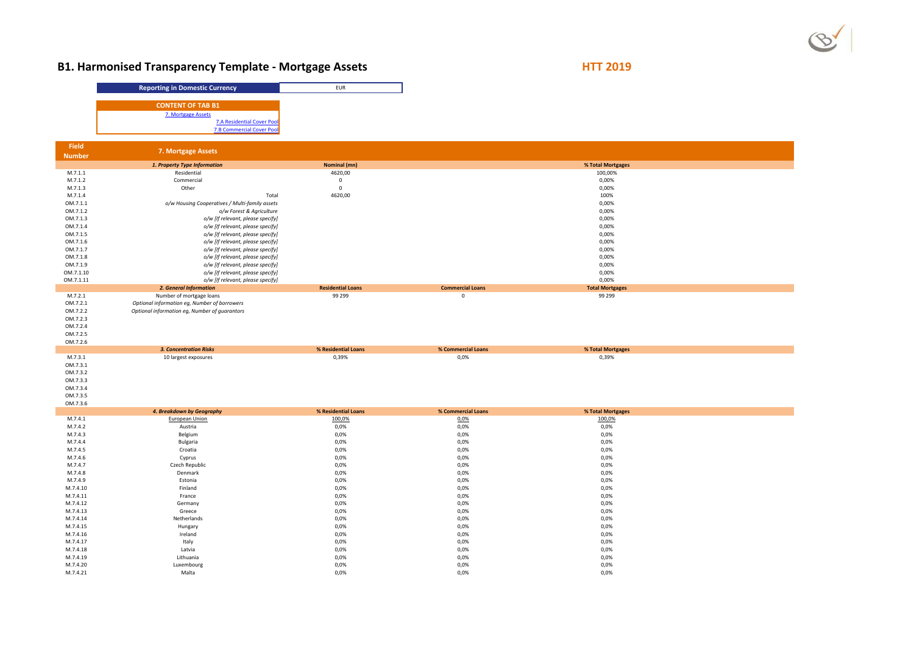# B1. Harmonised Transparency Template - Mortgage Assets

**HTT 2019**

| Reporting in Domestic Currency | EUR |
|---|---|

**CONTENT OF TAB B1**

7. Mortgage Assets
7.A Residential Cover Pool
7.B Commercial Cover Pool

| Field Number | 7. Mortgage Assets | | | |
|---|---|---|---|---|
| | *1. Property Type Information* | **Nominal (mn)** | | **% Total Mortgages** |
| M.7.1.1 | Residential | 4620,00 | | 100,00% |
| M.7.1.2 | Commercial | 0 | | 0,00% |
| M.7.1.3 | Other | 0 | | 0,00% |
| M.7.1.4 | Total | 4620,00 | | 100% |
| OM.7.1.1 | *o/w Housing Cooperatives / Multi-family assets* | | | 0,00% |
| OM.7.1.2 | *o/w Forest & Agriculture* | | | 0,00% |
| OM.7.1.3 | *o/w [If relevant, please specify]* | | | 0,00% |
| OM.7.1.4 | *o/w [If relevant, please specify]* | | | 0,00% |
| OM.7.1.5 | *o/w [If relevant, please specify]* | | | 0,00% |
| OM.7.1.6 | *o/w [If relevant, please specify]* | | | 0,00% |
| OM.7.1.7 | *o/w [If relevant, please specify]* | | | 0,00% |
| OM.7.1.8 | *o/w [If relevant, please specify]* | | | 0,00% |
| OM.7.1.9 | *o/w [If relevant, please specify]* | | | 0,00% |
| OM.7.1.10 | *o/w [If relevant, please specify]* | | | 0,00% |
| OM.7.1.11 | *o/w [If relevant, please specify]* | | | 0,00% |
| | *2. General Information* | **Residential Loans** | **Commercial Loans** | **Total Mortgages** |
| M.7.2.1 | Number of mortgage loans | 99 299 | 0 | 99 299 |
| OM.7.2.1 | *Optional information eg, Number of borrowers* | | | |
| OM.7.2.2 | *Optional information eg, Number of guarantors* | | | |
| OM.7.2.3 | | | | |
| OM.7.2.4 | | | | |
| OM.7.2.5 | | | | |
| OM.7.2.6 | | | | |
| | *3. Concentration Risks* | **% Residential Loans** | **% Commercial Loans** | **% Total Mortgages** |
| M.7.3.1 | 10 largest exposures | 0,39% | 0,0% | 0,39% |
| OM.7.3.1 | | | | |
| OM.7.3.2 | | | | |
| OM.7.3.3 | | | | |
| OM.7.3.4 | | | | |
| OM.7.3.5 | | | | |
| OM.7.3.6 | | | | |
| | *4. Breakdown by Geography* | **% Residential Loans** | **% Commercial Loans** | **% Total Mortgages** |
| M.7.4.1 | European Union | 100,0% | 0,0% | 100,0% |
| M.7.4.2 | Austria | 0,0% | 0,0% | 0,0% |
| M.7.4.3 | Belgium | 0,0% | 0,0% | 0,0% |
| M.7.4.4 | Bulgaria | 0,0% | 0,0% | 0,0% |
| M.7.4.5 | Croatia | 0,0% | 0,0% | 0,0% |
| M.7.4.6 | Cyprus | 0,0% | 0,0% | 0,0% |
| M.7.4.7 | Czech Republic | 0,0% | 0,0% | 0,0% |
| M.7.4.8 | Denmark | 0,0% | 0,0% | 0,0% |
| M.7.4.9 | Estonia | 0,0% | 0,0% | 0,0% |
| M.7.4.10 | Finland | 0,0% | 0,0% | 0,0% |
| M.7.4.11 | France | 0,0% | 0,0% | 0,0% |
| M.7.4.12 | Germany | 0,0% | 0,0% | 0,0% |
| M.7.4.13 | Greece | 0,0% | 0,0% | 0,0% |
| M.7.4.14 | Netherlands | 0,0% | 0,0% | 0,0% |
| M.7.4.15 | Hungary | 0,0% | 0,0% | 0,0% |
| M.7.4.16 | Ireland | 0,0% | 0,0% | 0,0% |
| M.7.4.17 | Italy | 0,0% | 0,0% | 0,0% |
| M.7.4.18 | Latvia | 0,0% | 0,0% | 0,0% |
| M.7.4.19 | Lithuania | 0,0% | 0,0% | 0,0% |
| M.7.4.20 | Luxembourg | 0,0% | 0,0% | 0,0% |
| M.7.4.21 | Malta | 0,0% | 0,0% | 0,0% |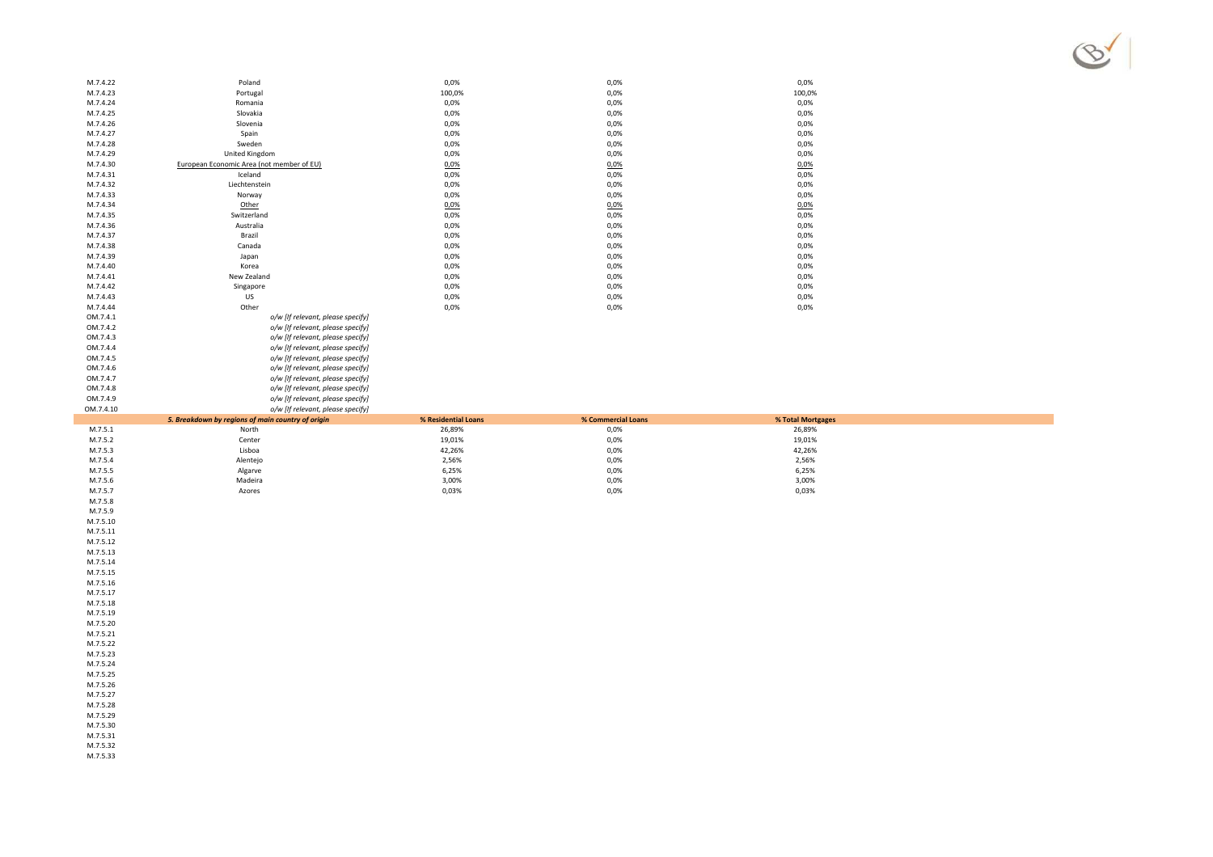| | | | | |
|---|---|---|---|---|
| M.7.4.22 | Poland | 0,0% | 0,0% | 0,0% |
| M.7.4.23 | Portugal | 100,0% | 0,0% | 100,0% |
| M.7.4.24 | Romania | 0,0% | 0,0% | 0,0% |
| M.7.4.25 | Slovakia | 0,0% | 0,0% | 0,0% |
| M.7.4.26 | Slovenia | 0,0% | 0,0% | 0,0% |
| M.7.4.27 | Spain | 0,0% | 0,0% | 0,0% |
| M.7.4.28 | Sweden | 0,0% | 0,0% | 0,0% |
| M.7.4.29 | United Kingdom | 0,0% | 0,0% | 0,0% |
| M.7.4.30 | European Economic Area (not member of EU) | 0,0% | 0,0% | 0,0% |
| M.7.4.31 | Iceland | 0,0% | 0,0% | 0,0% |
| M.7.4.32 | Liechtenstein | 0,0% | 0,0% | 0,0% |
| M.7.4.33 | Norway | 0,0% | 0,0% | 0,0% |
| M.7.4.34 | Other | 0,0% | 0,0% | 0,0% |
| M.7.4.35 | Switzerland | 0,0% | 0,0% | 0,0% |
| M.7.4.36 | Australia | 0,0% | 0,0% | 0,0% |
| M.7.4.37 | Brazil | 0,0% | 0,0% | 0,0% |
| M.7.4.38 | Canada | 0,0% | 0,0% | 0,0% |
| M.7.4.39 | Japan | 0,0% | 0,0% | 0,0% |
| M.7.4.40 | Korea | 0,0% | 0,0% | 0,0% |
| M.7.4.41 | New Zealand | 0,0% | 0,0% | 0,0% |
| M.7.4.42 | Singapore | 0,0% | 0,0% | 0,0% |
| M.7.4.43 | US | 0,0% | 0,0% | 0,0% |
| M.7.4.44 | Other | 0,0% | 0,0% | 0,0% |
| OM.7.4.1 | *o/w [If relevant, please specify]* | | | |
| OM.7.4.2 | *o/w [If relevant, please specify]* | | | |
| OM.7.4.3 | *o/w [If relevant, please specify]* | | | |
| OM.7.4.4 | *o/w [If relevant, please specify]* | | | |
| OM.7.4.5 | *o/w [If relevant, please specify]* | | | |
| OM.7.4.6 | *o/w [If relevant, please specify]* | | | |
| OM.7.4.7 | *o/w [If relevant, please specify]* | | | |
| OM.7.4.8 | *o/w [If relevant, please specify]* | | | |
| OM.7.4.9 | *o/w [If relevant, please specify]* | | | |
| OM.7.4.10 | *o/w [If relevant, please specify]* | | | |

| | ***5. Breakdown by regions of main country of origin*** | **% Residential Loans** | **% Commercial Loans** | **% Total Mortgages** |
|---|---|---|---|---|
| M.7.5.1 | North | 26,89% | 0,0% | 26,89% |
| M.7.5.2 | Center | 19,01% | 0,0% | 19,01% |
| M.7.5.3 | Lisboa | 42,26% | 0,0% | 42,26% |
| M.7.5.4 | Alentejo | 2,56% | 0,0% | 2,56% |
| M.7.5.5 | Algarve | 6,25% | 0,0% | 6,25% |
| M.7.5.6 | Madeira | 3,00% | 0,0% | 3,00% |
| M.7.5.7 | Azores | 0,03% | 0,0% | 0,03% |
| M.7.5.8 | | | | |
| M.7.5.9 | | | | |
| M.7.5.10 | | | | |
| M.7.5.11 | | | | |
| M.7.5.12 | | | | |
| M.7.5.13 | | | | |
| M.7.5.14 | | | | |
| M.7.5.15 | | | | |
| M.7.5.16 | | | | |
| M.7.5.17 | | | | |
| M.7.5.18 | | | | |
| M.7.5.19 | | | | |
| M.7.5.20 | | | | |
| M.7.5.21 | | | | |
| M.7.5.22 | | | | |
| M.7.5.23 | | | | |
| M.7.5.24 | | | | |
| M.7.5.25 | | | | |
| M.7.5.26 | | | | |
| M.7.5.27 | | | | |
| M.7.5.28 | | | | |
| M.7.5.29 | | | | |
| M.7.5.30 | | | | |
| M.7.5.31 | | | | |
| M.7.5.32 | | | | |
| M.7.5.33 | | | | |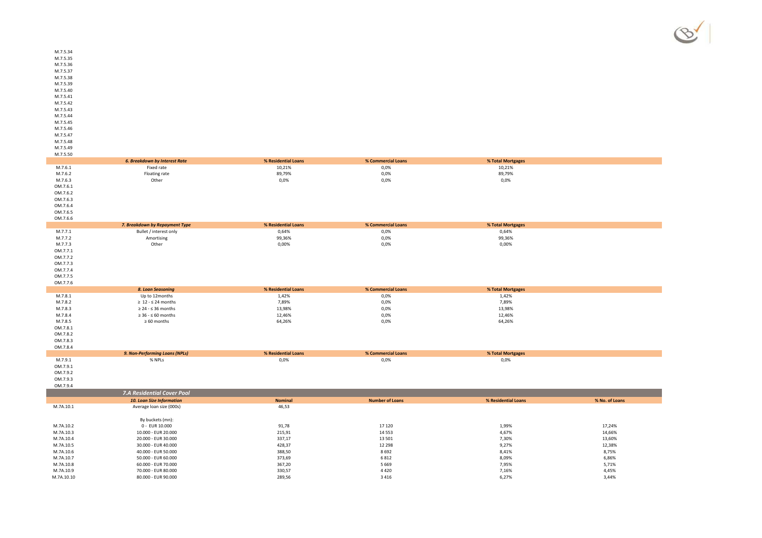M.7.5.34
M.7.5.35
M.7.5.36
M.7.5.37
M.7.5.38
M.7.5.39
M.7.5.40
M.7.5.41
M.7.5.42
M.7.5.43
M.7.5.44
M.7.5.45
M.7.5.46
M.7.5.47
M.7.5.48
M.7.5.49
M.7.5.50

| | *6. Breakdown by Interest Rate* | % Residential Loans | % Commercial Loans | % Total Mortgages |
|---|---|---|---|---|
| M.7.6.1 | Fixed rate | 10,21% | 0,0% | 10,21% |
| M.7.6.2 | Floating rate | 89,79% | 0,0% | 89,79% |
| M.7.6.3 | Other | 0,0% | 0,0% | 0,0% |
| OM.7.6.1 | | | | |
| OM.7.6.2 | | | | |
| OM.7.6.3 | | | | |
| OM.7.6.4 | | | | |
| OM.7.6.5 | | | | |
| OM.7.6.6 | | | | |

| | *7. Breakdown by Repayment Type* | % Residential Loans | % Commercial Loans | % Total Mortgages |
|---|---|---|---|---|
| M.7.7.1 | Bullet / interest only | 0,64% | 0,0% | 0,64% |
| M.7.7.2 | Amortising | 99,36% | 0,0% | 99,36% |
| M.7.7.3 | Other | 0,00% | 0,0% | 0,00% |
| OM.7.7.1 | | | | |
| OM.7.7.2 | | | | |
| OM.7.7.3 | | | | |
| OM.7.7.4 | | | | |
| OM.7.7.5 | | | | |
| OM.7.7.6 | | | | |

| | *8. Loan Seasoning* | % Residential Loans | % Commercial Loans | % Total Mortgages |
|---|---|---|---|---|
| M.7.8.1 | Up to 12months | 1,42% | 0,0% | 1,42% |
| M.7.8.2 | ≥ 12 - ≤ 24 months | 7,89% | 0,0% | 7,89% |
| M.7.8.3 | ≥ 24 - ≤ 36 months | 13,98% | 0,0% | 13,98% |
| M.7.8.4 | ≥ 36 - ≤ 60 months | 12,46% | 0,0% | 12,46% |
| M.7.8.5 | ≥ 60 months | 64,26% | 0,0% | 64,26% |
| OM.7.8.1 | | | | |
| OM.7.8.2 | | | | |
| OM.7.8.3 | | | | |
| OM.7.8.4 | | | | |

| | *9. Non-Performing Loans (NPLs)* | % Residential Loans | % Commercial Loans | % Total Mortgages |
|---|---|---|---|---|
| M.7.9.1 | % NPLs | 0,0% | 0,0% | 0,0% |
| OM.7.9.1 | | | | |
| OM.7.9.2 | | | | |
| OM.7.9.3 | | | | |
| OM.7.9.4 | | | | |

## *7.A Residential Cover Pool*

| | *10. Loan Size Information* | Nominal | Number of Loans | % Residential Loans | % No. of Loans |
|---|---|---|---|---|---|
| M.7A.10.1 | Average loan size (000s) | 46,53 | | | |
| | By buckets (mn): | | | | |
| M.7A.10.2 | 0 - EUR 10.000 | 91,78 | 17 120 | 1,99% | 17,24% |
| M.7A.10.3 | 10.000 - EUR 20.000 | 215,91 | 14 553 | 4,67% | 14,66% |
| M.7A.10.4 | 20.000 - EUR 30.000 | 337,17 | 13 501 | 7,30% | 13,60% |
| M.7A.10.5 | 30.000 - EUR 40.000 | 428,37 | 12 298 | 9,27% | 12,38% |
| M.7A.10.6 | 40.000 - EUR 50.000 | 388,50 | 8 692 | 8,41% | 8,75% |
| M.7A.10.7 | 50.000 - EUR 60.000 | 373,69 | 6 812 | 8,09% | 6,86% |
| M.7A.10.8 | 60.000 - EUR 70.000 | 367,20 | 5 669 | 7,95% | 5,71% |
| M.7A.10.9 | 70.000 - EUR 80.000 | 330,57 | 4 420 | 7,16% | 4,45% |
| M.7A.10.10 | 80.000 - EUR 90.000 | 289,56 | 3 416 | 6,27% | 3,44% |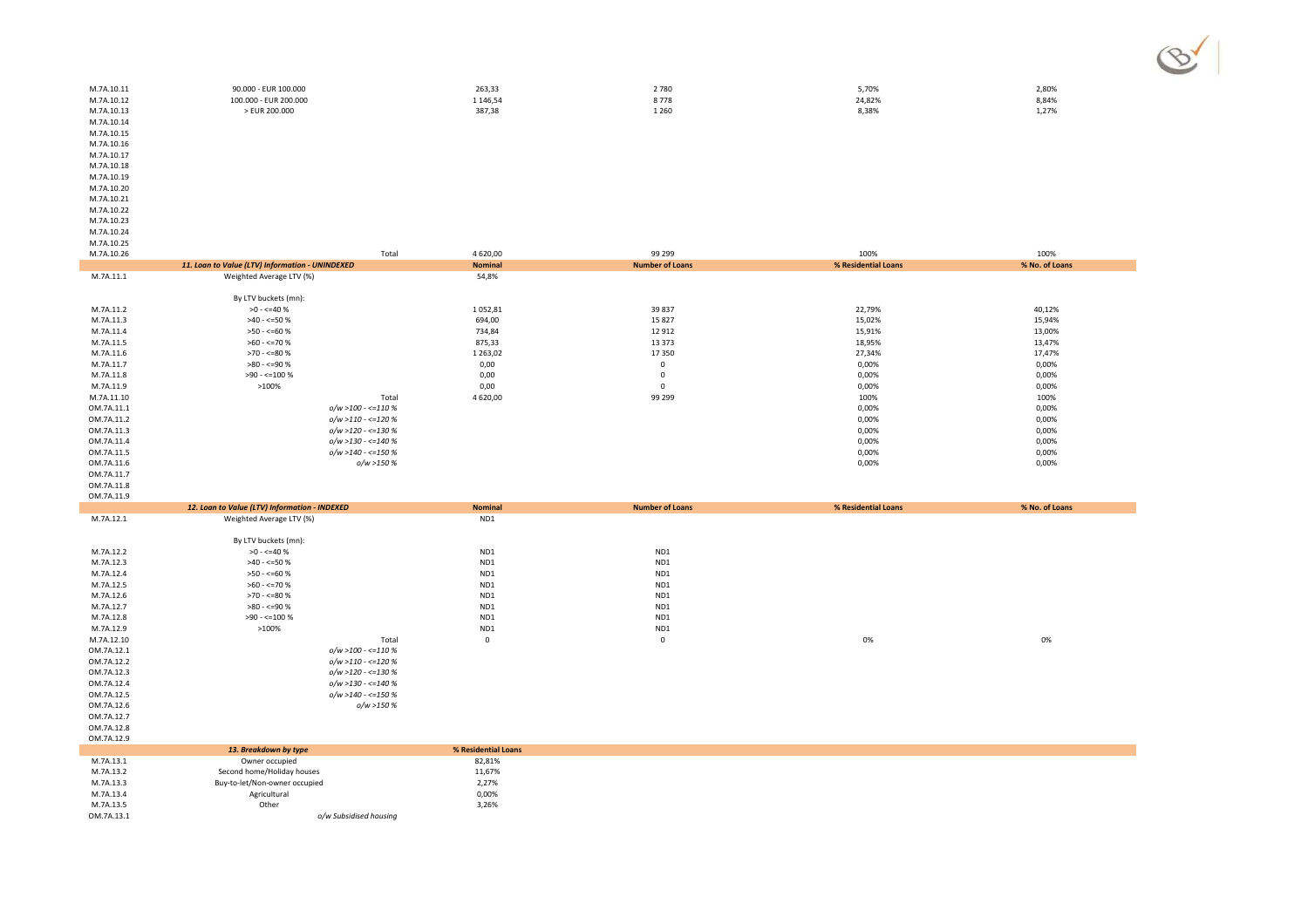| | | | | | |
|---|---|---|---|---|---|
| M.7A.10.11 | 90.000 - EUR 100.000 | 263,33 | 2 780 | 5,70% | 2,80% |
| M.7A.10.12 | 100.000 - EUR 200.000 | 1 146,54 | 8 778 | 24,82% | 8,84% |
| M.7A.10.13 | > EUR 200.000 | 387,38 | 1 260 | 8,38% | 1,27% |
| M.7A.10.14 | | | | | |
| M.7A.10.15 | | | | | |
| M.7A.10.16 | | | | | |
| M.7A.10.17 | | | | | |
| M.7A.10.18 | | | | | |
| M.7A.10.19 | | | | | |
| M.7A.10.20 | | | | | |
| M.7A.10.21 | | | | | |
| M.7A.10.22 | | | | | |
| M.7A.10.23 | | | | | |
| M.7A.10.24 | | | | | |
| M.7A.10.25 | | | | | |
| M.7A.10.26 | Total | 4 620,00 | 99 299 | 100% | 100% |

| | ***11. Loan to Value (LTV) Information - UNINDEXED*** | **Nominal** | **Number of Loans** | **% Residential Loans** | **% No. of Loans** |
|---|---|---|---|---|---|
| M.7A.11.1 | Weighted Average LTV (%) | 54,8% | | | |
| | By LTV buckets (mn): | | | | |
| M.7A.11.2 | >0 - <=40 % | 1 052,81 | 39 837 | 22,79% | 40,12% |
| M.7A.11.3 | >40 - <=50 % | 694,00 | 15 827 | 15,02% | 15,94% |
| M.7A.11.4 | >50 - <=60 % | 734,84 | 12 912 | 15,91% | 13,00% |
| M.7A.11.5 | >60 - <=70 % | 875,33 | 13 373 | 18,95% | 13,47% |
| M.7A.11.6 | >70 - <=80 % | 1 263,02 | 17 350 | 27,34% | 17,47% |
| M.7A.11.7 | >80 - <=90 % | 0,00 | 0 | 0,00% | 0,00% |
| M.7A.11.8 | >90 - <=100 % | 0,00 | 0 | 0,00% | 0,00% |
| M.7A.11.9 | >100% | 0,00 | 0 | 0,00% | 0,00% |
| M.7A.11.10 | Total | 4 620,00 | 99 299 | 100% | 100% |
| OM.7A.11.1 | *o/w >100 - <=110 %* | | | 0,00% | 0,00% |
| OM.7A.11.2 | *o/w >110 - <=120 %* | | | 0,00% | 0,00% |
| OM.7A.11.3 | *o/w >120 - <=130 %* | | | 0,00% | 0,00% |
| OM.7A.11.4 | *o/w >130 - <=140 %* | | | 0,00% | 0,00% |
| OM.7A.11.5 | *o/w >140 - <=150 %* | | | 0,00% | 0,00% |
| OM.7A.11.6 | *o/w >150 %* | | | 0,00% | 0,00% |
| OM.7A.11.7 | | | | | |
| OM.7A.11.8 | | | | | |
| OM.7A.11.9 | | | | | |

| | ***12. Loan to Value (LTV) Information - INDEXED*** | **Nominal** | **Number of Loans** | **% Residential Loans** | **% No. of Loans** |
|---|---|---|---|---|---|
| M.7A.12.1 | Weighted Average LTV (%) | ND1 | | | |
| | By LTV buckets (mn): | | | | |
| M.7A.12.2 | >0 - <=40 % | ND1 | ND1 | | |
| M.7A.12.3 | >40 - <=50 % | ND1 | ND1 | | |
| M.7A.12.4 | >50 - <=60 % | ND1 | ND1 | | |
| M.7A.12.5 | >60 - <=70 % | ND1 | ND1 | | |
| M.7A.12.6 | >70 - <=80 % | ND1 | ND1 | | |
| M.7A.12.7 | >80 - <=90 % | ND1 | ND1 | | |
| M.7A.12.8 | >90 - <=100 % | ND1 | ND1 | | |
| M.7A.12.9 | >100% | ND1 | ND1 | | |
| M.7A.12.10 | Total | 0 | 0 | 0% | 0% |
| OM.7A.12.1 | *o/w >100 - <=110 %* | | | | |
| OM.7A.12.2 | *o/w >110 - <=120 %* | | | | |
| OM.7A.12.3 | *o/w >120 - <=130 %* | | | | |
| OM.7A.12.4 | *o/w >130 - <=140 %* | | | | |
| OM.7A.12.5 | *o/w >140 - <=150 %* | | | | |
| OM.7A.12.6 | *o/w >150 %* | | | | |
| OM.7A.12.7 | | | | | |
| OM.7A.12.8 | | | | | |
| OM.7A.12.9 | | | | | |

| | ***13. Breakdown by type*** | **% Residential Loans** |
|---|---|---|
| M.7A.13.1 | Owner occupied | 82,81% |
| M.7A.13.2 | Second home/Holiday houses | 11,67% |
| M.7A.13.3 | Buy-to-let/Non-owner occupied | 2,27% |
| M.7A.13.4 | Agricultural | 0,00% |
| M.7A.13.5 | Other | 3,26% |
| OM.7A.13.1 | *o/w Subsidised housing* | |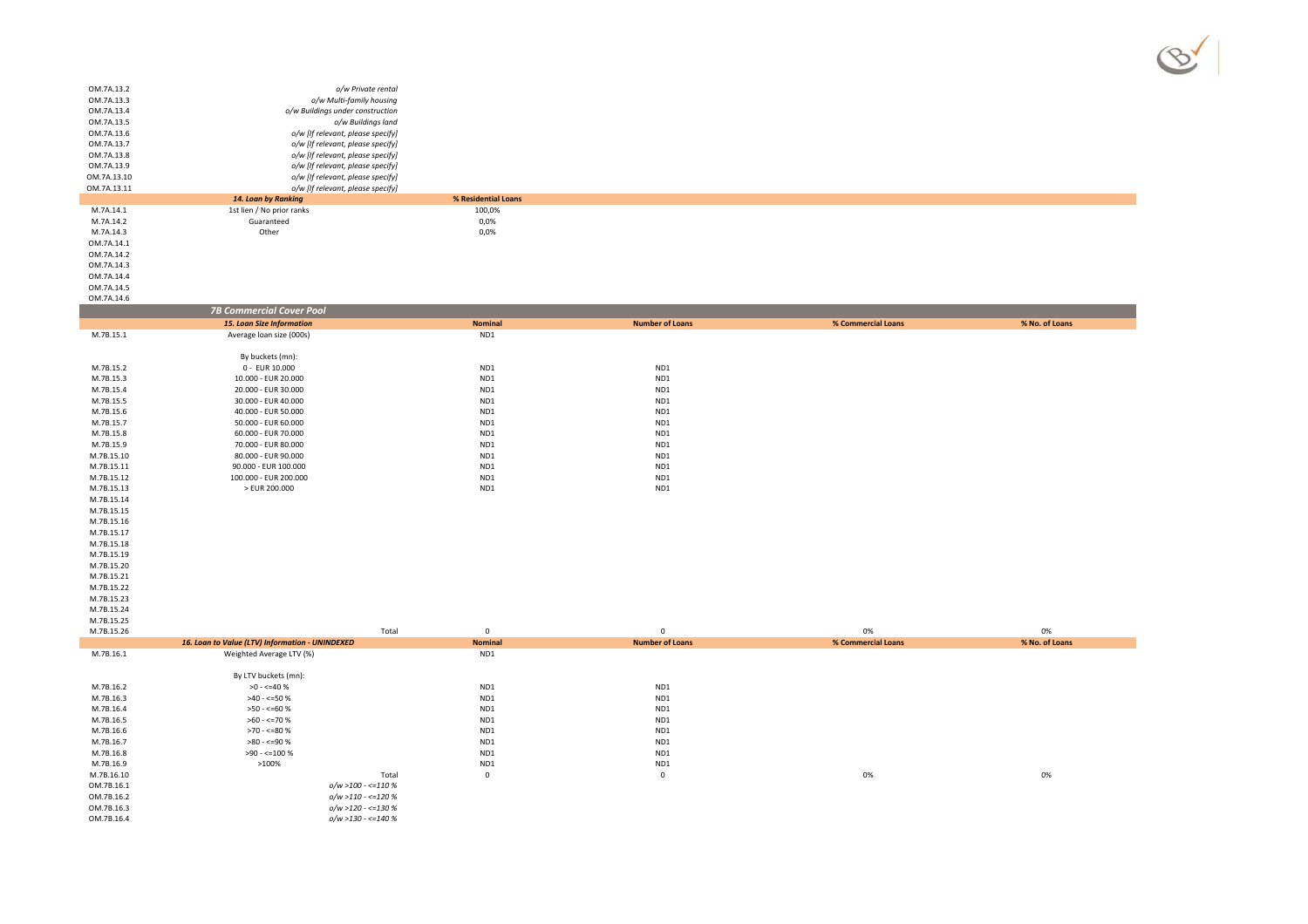| | | | | | |
|---|---|---|---|---|---|
| OM.7A.13.2 | *o/w Private rental* | | | | |
| OM.7A.13.3 | *o/w Multi-family housing* | | | | |
| OM.7A.13.4 | *o/w Buildings under construction* | | | | |
| OM.7A.13.5 | *o/w Buildings land* | | | | |
| OM.7A.13.6 | *o/w [If relevant, please specify]* | | | | |
| OM.7A.13.7 | *o/w [If relevant, please specify]* | | | | |
| OM.7A.13.8 | *o/w [If relevant, please specify]* | | | | |
| OM.7A.13.9 | *o/w [If relevant, please specify]* | | | | |
| OM.7A.13.10 | *o/w [If relevant, please specify]* | | | | |
| OM.7A.13.11 | *o/w [If relevant, please specify]* | | | | |
| | ***14. Loan by Ranking*** | **% Residential Loans** | | | |
| M.7A.14.1 | 1st lien / No prior ranks | 100,0% | | | |
| M.7A.14.2 | Guaranteed | 0,0% | | | |
| M.7A.14.3 | Other | 0,0% | | | |
| OM.7A.14.1 | | | | | |
| OM.7A.14.2 | | | | | |
| OM.7A.14.3 | | | | | |
| OM.7A.14.4 | | | | | |
| OM.7A.14.5 | | | | | |
| OM.7A.14.6 | | | | | |
| | ***7B Commercial Cover Pool*** | | | | |
| | ***15. Loan Size Information*** | **Nominal** | **Number of Loans** | **% Commercial Loans** | **% No. of Loans** |
| M.7B.15.1 | Average loan size (000s) | ND1 | | | |
| | By buckets (mn): | | | | |
| M.7B.15.2 | 0 - EUR 10.000 | ND1 | ND1 | | |
| M.7B.15.3 | 10.000 - EUR 20.000 | ND1 | ND1 | | |
| M.7B.15.4 | 20.000 - EUR 30.000 | ND1 | ND1 | | |
| M.7B.15.5 | 30.000 - EUR 40.000 | ND1 | ND1 | | |
| M.7B.15.6 | 40.000 - EUR 50.000 | ND1 | ND1 | | |
| M.7B.15.7 | 50.000 - EUR 60.000 | ND1 | ND1 | | |
| M.7B.15.8 | 60.000 - EUR 70.000 | ND1 | ND1 | | |
| M.7B.15.9 | 70.000 - EUR 80.000 | ND1 | ND1 | | |
| M.7B.15.10 | 80.000 - EUR 90.000 | ND1 | ND1 | | |
| M.7B.15.11 | 90.000 - EUR 100.000 | ND1 | ND1 | | |
| M.7B.15.12 | 100.000 - EUR 200.000 | ND1 | ND1 | | |
| M.7B.15.13 | > EUR 200.000 | ND1 | ND1 | | |
| M.7B.15.14 | | | | | |
| M.7B.15.15 | | | | | |
| M.7B.15.16 | | | | | |
| M.7B.15.17 | | | | | |
| M.7B.15.18 | | | | | |
| M.7B.15.19 | | | | | |
| M.7B.15.20 | | | | | |
| M.7B.15.21 | | | | | |
| M.7B.15.22 | | | | | |
| M.7B.15.23 | | | | | |
| M.7B.15.24 | | | | | |
| M.7B.15.25 | | | | | |
| M.7B.15.26 | Total | 0 | 0 | 0% | 0% |
| | ***16. Loan to Value (LTV) Information - UNINDEXED*** | **Nominal** | **Number of Loans** | **% Commercial Loans** | **% No. of Loans** |
| M.7B.16.1 | Weighted Average LTV (%) | ND1 | | | |
| | By LTV buckets (mn): | | | | |
| M.7B.16.2 | >0 - <=40 % | ND1 | ND1 | | |
| M.7B.16.3 | >40 - <=50 % | ND1 | ND1 | | |
| M.7B.16.4 | >50 - <=60 % | ND1 | ND1 | | |
| M.7B.16.5 | >60 - <=70 % | ND1 | ND1 | | |
| M.7B.16.6 | >70 - <=80 % | ND1 | ND1 | | |
| M.7B.16.7 | >80 - <=90 % | ND1 | ND1 | | |
| M.7B.16.8 | >90 - <=100 % | ND1 | ND1 | | |
| M.7B.16.9 | >100% | ND1 | ND1 | | |
| M.7B.16.10 | Total | 0 | 0 | 0% | 0% |
| OM.7B.16.1 | *o/w >100 - <=110 %* | | | | |
| OM.7B.16.2 | *o/w >110 - <=120 %* | | | | |
| OM.7B.16.3 | *o/w >120 - <=130 %* | | | | |
| OM.7B.16.4 | *o/w >130 - <=140 %* | | | | |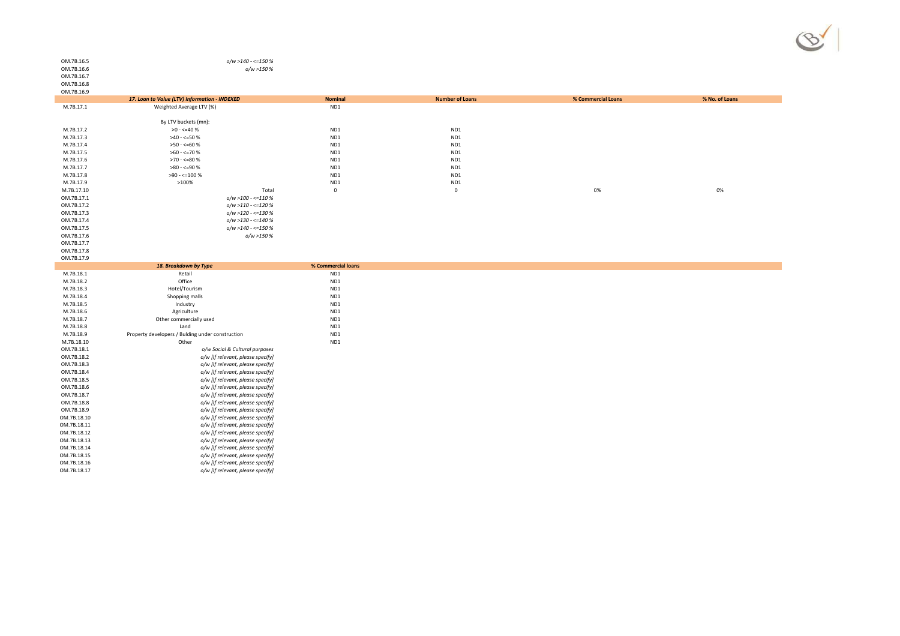| | | | | | |
|---|---|---|---|---|---|
| OM.7B.16.5 | *o/w >140 - <=150 %* | | | | |
| OM.7B.16.6 | *o/w >150 %* | | | | |
| OM.7B.16.7 | | | | | |
| OM.7B.16.8 | | | | | |
| OM.7B.16.9 | | | | | |

| | ***17. Loan to Value (LTV) Information - INDEXED*** | **Nominal** | **Number of Loans** | **% Commercial Loans** | **% No. of Loans** |
|---|---|---|---|---|---|
| M.7B.17.1 | Weighted Average LTV (%) | ND1 | | | |
| | By LTV buckets (mn): | | | | |
| M.7B.17.2 | >0 - <=40 % | ND1 | ND1 | | |
| M.7B.17.3 | >40 - <=50 % | ND1 | ND1 | | |
| M.7B.17.4 | >50 - <=60 % | ND1 | ND1 | | |
| M.7B.17.5 | >60 - <=70 % | ND1 | ND1 | | |
| M.7B.17.6 | >70 - <=80 % | ND1 | ND1 | | |
| M.7B.17.7 | >80 - <=90 % | ND1 | ND1 | | |
| M.7B.17.8 | >90 - <=100 % | ND1 | ND1 | | |
| M.7B.17.9 | >100% | ND1 | ND1 | | |
| M.7B.17.10 | Total | 0 | 0 | 0% | 0% |
| OM.7B.17.1 | *o/w >100 - <=110 %* | | | | |
| OM.7B.17.2 | *o/w >110 - <=120 %* | | | | |
| OM.7B.17.3 | *o/w >120 - <=130 %* | | | | |
| OM.7B.17.4 | *o/w >130 - <=140 %* | | | | |
| OM.7B.17.5 | *o/w >140 - <=150 %* | | | | |
| OM.7B.17.6 | *o/w >150 %* | | | | |
| OM.7B.17.7 | | | | | |
| OM.7B.17.8 | | | | | |
| OM.7B.17.9 | | | | | |

| | ***18. Breakdown by Type*** | **% Commercial loans** |
|---|---|---|
| M.7B.18.1 | Retail | ND1 |
| M.7B.18.2 | Office | ND1 |
| M.7B.18.3 | Hotel/Tourism | ND1 |
| M.7B.18.4 | Shopping malls | ND1 |
| M.7B.18.5 | Industry | ND1 |
| M.7B.18.6 | Agriculture | ND1 |
| M.7B.18.7 | Other commercially used | ND1 |
| M.7B.18.8 | Land | ND1 |
| M.7B.18.9 | Property developers / Bulding under construction | ND1 |
| M.7B.18.10 | Other | ND1 |
| OM.7B.18.1 | *o/w Social & Cultural purposes* | |
| OM.7B.18.2 | *o/w [If relevant, please specify]* | |
| OM.7B.18.3 | *o/w [If relevant, please specify]* | |
| OM.7B.18.4 | *o/w [If relevant, please specify]* | |
| OM.7B.18.5 | *o/w [If relevant, please specify]* | |
| OM.7B.18.6 | *o/w [If relevant, please specify]* | |
| OM.7B.18.7 | *o/w [If relevant, please specify]* | |
| OM.7B.18.8 | *o/w [If relevant, please specify]* | |
| OM.7B.18.9 | *o/w [If relevant, please specify]* | |
| OM.7B.18.10 | *o/w [If relevant, please specify]* | |
| OM.7B.18.11 | *o/w [If relevant, please specify]* | |
| OM.7B.18.12 | *o/w [If relevant, please specify]* | |
| OM.7B.18.13 | *o/w [If relevant, please specify]* | |
| OM.7B.18.14 | *o/w [If relevant, please specify]* | |
| OM.7B.18.15 | *o/w [If relevant, please specify]* | |
| OM.7B.18.16 | *o/w [If relevant, please specify]* | |
| OM.7B.18.17 | *o/w [If relevant, please specify]* | |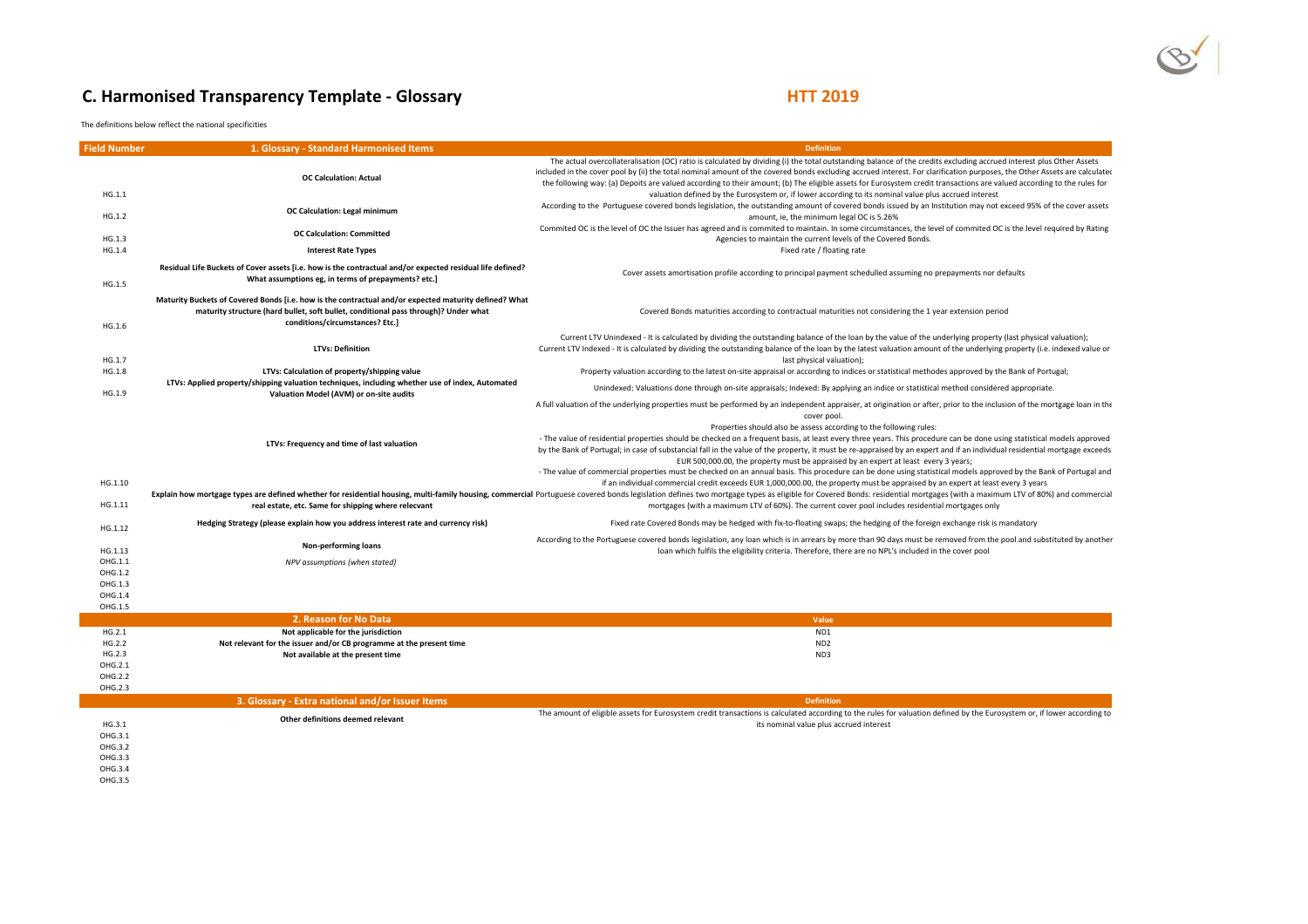# C. Harmonised Transparency Template - Glossary

**HTT 2019**

The definitions below reflect the national specificities

| Field Number | 1. Glossary - Standard Harmonised Items | Definition |
|---|---|---|
| HG.1.1 | **OC Calculation: Actual** | The actual overcollateralisation (OC) ratio is calculated by dividing (i) the total outstanding balance of the credits excluding accrued interest plus Other Assets included in the cover pool by (ii) the total nominal amount of the covered bonds excluding accrued interest. For clarification purposes, the Other Assets are calculated the following way: (a) Depoits are valued according to their amount; (b) The eligible assets for Eurosystem credit transactions are valued according to the rules for valuation defined by the Eurosystem or, if lower according to its nominal value plus accrued interest |
| HG.1.2 | **OC Calculation: Legal minimum** | According to the Portuguese covered bonds legislation, the outstanding amount of covered bonds issued by an Institution may not exceed 95% of the cover assets amount, ie, the minimum legal OC is 5.26% |
| HG.1.3 | **OC Calculation: Committed** | Commited OC is the level of OC the Issuer has agreed and is commited to maintain. In some circumstances, the level of commited OC is the level required by Rating Agencies to maintain the current levels of the Covered Bonds. |
| HG.1.4 | **Interest Rate Types** | Fixed rate / floating rate |
| HG.1.5 | **Residual Life Buckets of Cover assets [i.e. how is the contractual and/or expected residual life defined? What assumptions eg, in terms of prepayments? etc.]** | Cover assets amortisation profile according to principal payment schedulled assuming no prepayments nor defaults |
| HG.1.6 | **Maturity Buckets of Covered Bonds [i.e. how is the contractual and/or expected maturity defined? What maturity structure (hard bullet, soft bullet, conditional pass through)? Under what conditions/circumstances? Etc.]** | Covered Bonds maturities according to contractual maturities not considering the 1 year extension period |
| HG.1.7 | **LTVs: Definition** | Current LTV Unindexed - It is calculated by dividing the outstanding balance of the loan by the value of the underlying property (last physical valuation); Current LTV Indexed - It is calculated by dividing the outstanding balance of the loan by the latest valuation amount of the underlying property (i.e. indexed value or last physical valuation); |
| HG.1.8 | **LTVs: Calculation of property/shipping value** | Property valuation according to the latest on-site appraisal or according to indices or statistical methodes approved by the Bank of Portugal; |
| HG.1.9 | **LTVs: Applied property/shipping valuation techniques, including whether use of index, Automated Valuation Model (AVM) or on-site audits** | Unindexed: Valuations done through on-site appraisals; Indexed: By applying an indice or statistical method considered appropriate. |
| HG.1.10 | **LTVs: Frequency and time of last valuation** | A full valuation of the underlying properties must be performed by an independent appraiser, at origination or after, prior to the inclusion of the mortgage loan in the cover pool. Properties should also be assess according to the following rules: - The value of residential properties should be checked on a frequent basis, at least every three years. This procedure can be done using statistical models approved by the Bank of Portugal; in case of substancial fall in the value of the property, it must be re-appraised by an expert and if an individual residential mortgage exceeds EUR 500,000.00, the property must be appraised by an expert at least every 3 years; - The value of commercial properties must be checked on an annual basis. This procedure can be done using statistical models approved by the Bank of Portugal and if an individual commercial credit exceeds EUR 1,000,000.00, the property must be appraised by an expert at least every 3 years |
| HG.1.11 | **Explain how mortgage types are defined whether for residential housing, multi-family housing, commercial real estate, etc. Same for shipping where relecvant** | Portuguese covered bonds legislation defines two mortgage types as eligible for Covered Bonds: residential mortgages (with a maximum LTV of 80%) and commercial mortgages (with a maximum LTV of 60%). The current cover pool includes residential mortgages only |
| HG.1.12 | **Hedging Strategy (please explain how you address interest rate and currency risk)** | Fixed rate Covered Bonds may be hedged with fix-to-floating swaps; the hedging of the foreign exchange risk is mandatory |
| HG.1.13 | **Non-performing loans** | According to the Portuguese covered bonds legislation, any loan which is in arrears by more than 90 days must be removed from the pool and substituted by another loan which fulfils the eligibility criteria. Therefore, there are no NPL's included in the cover pool |
| OHG.1.1 | *NPV assumptions (when stated)* | |
| OHG.1.2 | | |
| OHG.1.3 | | |
| OHG.1.4 | | |
| OHG.1.5 | | |

| | 2. Reason for No Data | Value |
|---|---|---|
| HG.2.1 | **Not applicable for the jurisdiction** | ND1 |
| HG.2.2 | **Not relevant for the issuer and/or CB programme at the present time** | ND2 |
| HG.2.3 | **Not available at the present time** | ND3 |
| OHG.2.1 | | |
| OHG.2.2 | | |
| OHG.2.3 | | |

| | 3. Glossary - Extra national and/or Issuer Items | Definition |
|---|---|---|
| HG.3.1 | **Other definitions deemed relevant** | The amount of eligible assets for Eurosystem credit transactions is calculated according to the rules for valuation defined by the Eurosystem or, if lower according to its nominal value plus accrued interest |
| OHG.3.1 | | |
| OHG.3.2 | | |
| OHG.3.3 | | |
| OHG.3.4 | | |
| OHG.3.5 | | |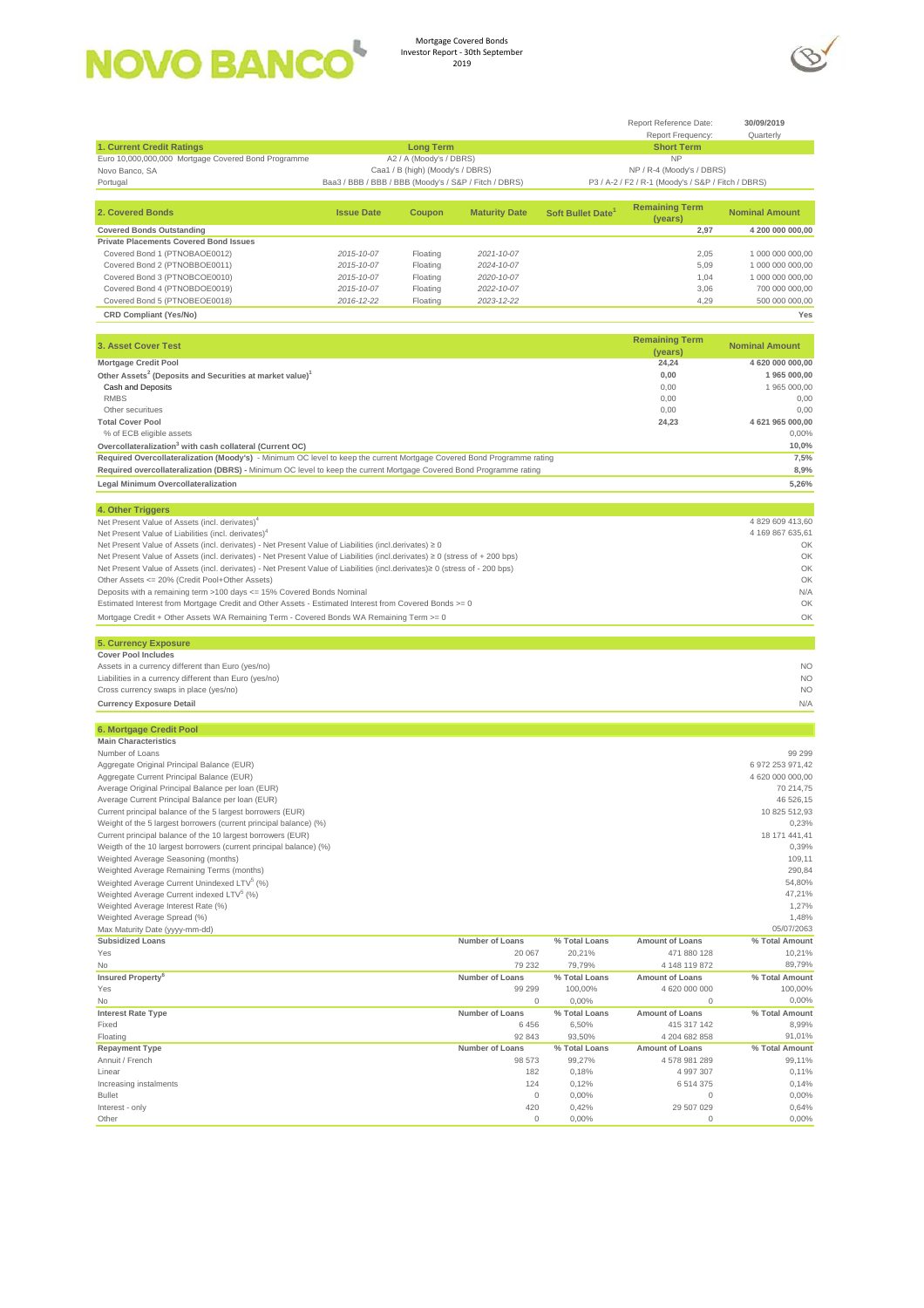NOVO BANCO

Mortgage Covered Bonds
Investor Report - 30th September 2019

| | | |
|---|---|---|
| | Report Reference Date: | 30/09/2019 |
| | Report Frequency: | Quarterly |

| 1. Current Credit Ratings | Long Term | Short Term |
|---|---|---|
| Euro 10,000,000,000 Mortgage Covered Bond Programme | A2 / A (Moody's / DBRS) | NP |
| Novo Banco, SA | Caa1 / B (high) (Moody's / DBRS) | NP / R-4 (Moody's / DBRS) |
| Portugal | Baa3 / BBB / BBB / BBB (Moody's / S&P / Fitch / DBRS) | P3 / A-2 / F2 / R-1 (Moody's / S&P / Fitch / DBRS) |

| 2. Covered Bonds | Issue Date | Coupon | Maturity Date | Soft Bullet Date[1] | Remaining Term (years) | Nominal Amount |
|---|---|---|---|---|---|---|
| **Covered Bonds Outstanding** | | | | | **2,97** | **4 200 000 000,00** |
| **Private Placements Covered Bond Issues** | | | | | | |
| Covered Bond 1 (PTNOBAOE0012) | 2015-10-07 | Floating | 2021-10-07 | | 2,05 | 1 000 000 000,00 |
| Covered Bond 2 (PTNOBBOE0011) | 2015-10-07 | Floating | 2024-10-07 | | 5,09 | 1 000 000 000,00 |
| Covered Bond 3 (PTNOBCOE0010) | 2015-10-07 | Floating | 2020-10-07 | | 1,04 | 1 000 000 000,00 |
| Covered Bond 4 (PTNOBDOE0019) | 2015-10-07 | Floating | 2022-10-07 | | 3,06 | 700 000 000,00 |
| Covered Bond 5 (PTNOBEOE0018) | 2016-12-22 | Floating | 2023-12-22 | | 4,29 | 500 000 000,00 |
| **CRD Compliant (Yes/No)** | | | | | | **Yes** |

| 3. Asset Cover Test | Remaining Term (years) | Nominal Amount |
|---|---|---|
| **Mortgage Credit Pool** | **24,24** | **4 620 000 000,00** |
| **Other Assets[2] (Deposits and Securities at market value)[1]** | **0,00** | **1 965 000,00** |
| Cash and Deposits | 0,00 | 1 965 000,00 |
| RMBS | 0,00 | 0,00 |
| Other securitues | 0,00 | 0,00 |
| **Total Cover Pool** | **24,23** | **4 621 965 000,00** |
| % of ECB eligible assets | | 0,00% |
| **Overcollateralization[3] with cash collateral (Current OC)** | | **10,0%** |
| **Required Overcollateralization (Moody's)** - Minimum OC level to keep the current Mortgage Covered Bond Programme rating | | **7,5%** |
| **Required overcollateralization (DBRS)** - Minimum OC level to keep the current Mortgage Covered Bond Programme rating | | **8,9%** |
| **Legal Minimum Overcollateralization** | | **5,26%** |

| 4. Other Triggers | |
|---|---|
| Net Present Value of Assets (incl. derivates)[4] | 4 829 609 413,60 |
| Net Present Value of Liabilities (incl. derivates)[4] | 4 169 867 635,61 |
| Net Present Value of Assets (incl. derivates) - Net Present Value of Liabilities (incl.derivates) ≥ 0 | OK |
| Net Present Value of Assets (incl. derivates) - Net Present Value of Liabilities (incl.derivates) ≥ 0 (stress of + 200 bps) | OK |
| Net Present Value of Assets (incl. derivates) - Net Present Value of Liabilities (incl.derivates)≥ 0 (stress of - 200 bps) | OK |
| Other Assets <= 20% (Credit Pool+Other Assets) | OK |
| Deposits with a remaining term >100 days <= 15% Covered Bonds Nominal | N/A |
| Estimated Interest from Mortgage Credit and Other Assets - Estimated Interest from Covered Bonds >= 0 | OK |
| Mortgage Credit + Other Assets WA Remaining Term - Covered Bonds WA Remaining Term >= 0 | OK |

| 5. Currency Exposure | |
|---|---|
| **Cover Pool Includes** | |
| Assets in a currency different than Euro (yes/no) | NO |
| Liabilities in a currency different than Euro (yes/no) | NO |
| Cross currency swaps in place (yes/no) | NO |
| **Currency Exposure Detail** | N/A |

| 6. Mortgage Credit Pool | | | | |
|---|---|---|---|---|
| **Main Characteristics** | | | | |
| Number of Loans | | | | 99 299 |
| Aggregate Original Principal Balance (EUR) | | | | 6 972 253 971,42 |
| Aggregate Current Principal Balance (EUR) | | | | 4 620 000 000,00 |
| Average Original Principal Balance per loan (EUR) | | | | 70 214,75 |
| Average Current Principal Balance per loan (EUR) | | | | 46 526,15 |
| Current principal balance of the 5 largest borrowers (EUR) | | | | 10 825 512,93 |
| Weight of the 5 largest borrowers (current principal balance) (%) | | | | 0,23% |
| Current principal balance of the 10 largest borrowers (EUR) | | | | 18 171 441,41 |
| Weigth of the 10 largest borrowers (current principal balance) (%) | | | | 0,39% |
| Weighted Average Seasoning (months) | | | | 109,11 |
| Weighted Average Remaining Terms (months) | | | | 290,84 |
| Weighted Average Current Unindexed LTV[5] (%) | | | | 54,80% |
| Weighted Average Current indexed LTV[5] (%) | | | | 47,21% |
| Weighted Average Interest Rate (%) | | | | 1,27% |
| Weighted Average Spread (%) | | | | 1,48% |
| Max Maturity Date (yyyy-mm-dd) | | | | 05/07/2063 |
| **Subsidized Loans** | **Number of Loans** | **% Total Loans** | **Amount of Loans** | **% Total Amount** |
| Yes | 20 067 | 20,21% | 471 880 128 | 10,21% |
| No | 79 232 | 79,79% | 4 148 119 872 | 89,79% |
| **Insured Property[6]** | **Number of Loans** | **% Total Loans** | **Amount of Loans** | **% Total Amount** |
| Yes | 99 299 | 100,00% | 4 620 000 000 | 100,00% |
| No | 0 | 0,00% | 0 | 0,00% |
| **Interest Rate Type** | **Number of Loans** | **% Total Loans** | **Amount of Loans** | **% Total Amount** |
| Fixed | 6 456 | 6,50% | 415 317 142 | 8,99% |
| Floating | 92 843 | 93,50% | 4 204 682 858 | 91,01% |
| **Repayment Type** | **Number of Loans** | **% Total Loans** | **Amount of Loans** | **% Total Amount** |
| Annuit / French | 98 573 | 99,27% | 4 578 981 289 | 99,11% |
| Linear | 182 | 0,18% | 4 997 307 | 0,11% |
| Increasing instalments | 124 | 0,12% | 6 514 375 | 0,14% |
| Bullet | 0 | 0,00% | 0 | 0,00% |
| Interest - only | 420 | 0,42% | 29 507 029 | 0,64% |
| Other | 0 | 0,00% | 0 | 0,00% |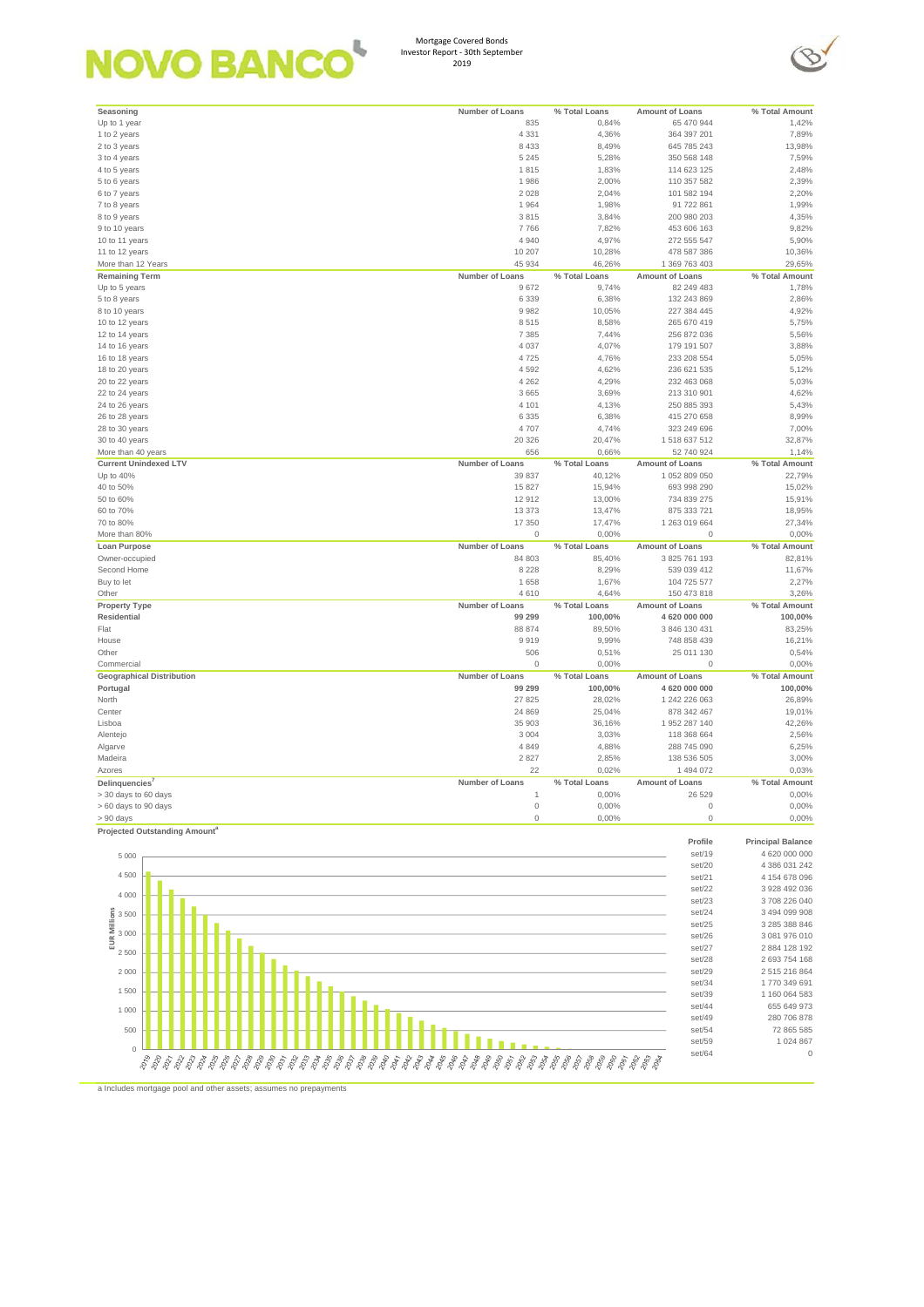NOVO BANCO

Mortgage Covered Bonds
Investor Report - 30th September
2019

| Seasoning | Number of Loans | % Total Loans | Amount of Loans | % Total Amount |
|---|---|---|---|---|
| Up to 1 year | 835 | 0,84% | 65 470 944 | 1,42% |
| 1 to 2 years | 4 331 | 4,36% | 364 397 201 | 7,89% |
| 2 to 3 years | 8 433 | 8,49% | 645 785 243 | 13,98% |
| 3 to 4 years | 5 245 | 5,28% | 350 568 148 | 7,59% |
| 4 to 5 years | 1 815 | 1,83% | 114 623 125 | 2,48% |
| 5 to 6 years | 1 986 | 2,00% | 110 357 582 | 2,39% |
| 6 to 7 years | 2 028 | 2,04% | 101 582 194 | 2,20% |
| 7 to 8 years | 1 964 | 1,98% | 91 722 861 | 1,99% |
| 8 to 9 years | 3 815 | 3,84% | 200 980 203 | 4,35% |
| 9 to 10 years | 7 766 | 7,82% | 453 606 163 | 9,82% |
| 10 to 11 years | 4 940 | 4,97% | 272 555 547 | 5,90% |
| 11 to 12 years | 10 207 | 10,28% | 478 587 386 | 10,36% |
| More than 12 Years | 45 934 | 46,26% | 1 369 763 403 | 29,65% |

| Remaining Term | Number of Loans | % Total Loans | Amount of Loans | % Total Amount |
|---|---|---|---|---|
| Up to 5 years | 9 672 | 9,74% | 82 249 483 | 1,78% |
| 5 to 8 years | 6 339 | 6,38% | 132 243 869 | 2,86% |
| 8 to 10 years | 9 982 | 10,05% | 227 384 445 | 4,92% |
| 10 to 12 years | 8 515 | 8,58% | 265 670 419 | 5,75% |
| 12 to 14 years | 7 385 | 7,44% | 256 872 036 | 5,56% |
| 14 to 16 years | 4 037 | 4,07% | 179 191 507 | 3,88% |
| 16 to 18 years | 4 725 | 4,76% | 233 208 554 | 5,05% |
| 18 to 20 years | 4 592 | 4,62% | 236 621 535 | 5,12% |
| 20 to 22 years | 4 262 | 4,29% | 232 463 068 | 5,03% |
| 22 to 24 years | 3 665 | 3,69% | 213 310 901 | 4,62% |
| 24 to 26 years | 4 101 | 4,13% | 250 885 393 | 5,43% |
| 26 to 28 years | 6 335 | 6,38% | 415 270 658 | 8,99% |
| 28 to 30 years | 4 707 | 4,74% | 323 249 696 | 7,00% |
| 30 to 40 years | 20 326 | 20,47% | 1 518 637 512 | 32,87% |
| More than 40 years | 656 | 0,66% | 52 740 924 | 1,14% |

| Current Unindexed LTV | Number of Loans | % Total Loans | Amount of Loans | % Total Amount |
|---|---|---|---|---|
| Up to 40% | 39 837 | 40,12% | 1 052 809 050 | 22,79% |
| 40 to 50% | 15 827 | 15,94% | 693 998 290 | 15,02% |
| 50 to 60% | 12 912 | 13,00% | 734 839 275 | 15,91% |
| 60 to 70% | 13 373 | 13,47% | 875 333 721 | 18,95% |
| 70 to 80% | 17 350 | 17,47% | 1 263 019 664 | 27,34% |
| More than 80% | 0 | 0,00% | 0 | 0,00% |

| Loan Purpose | Number of Loans | % Total Loans | Amount of Loans | % Total Amount |
|---|---|---|---|---|
| Owner-occupied | 84 803 | 85,40% | 3 825 761 193 | 82,81% |
| Second Home | 8 228 | 8,29% | 539 039 412 | 11,67% |
| Buy to let | 1 658 | 1,67% | 104 725 577 | 2,27% |
| Other | 4 610 | 4,64% | 150 473 818 | 3,26% |

| Property Type | Number of Loans | % Total Loans | Amount of Loans | % Total Amount |
|---|---|---|---|---|
| **Residential** | **99 299** | **100,00%** | **4 620 000 000** | **100,00%** |
| Flat | 88 874 | 89,50% | 3 846 130 431 | 83,25% |
| House | 9 919 | 9,99% | 748 858 439 | 16,21% |
| Other | 506 | 0,51% | 25 011 130 | 0,54% |
| Commercial | 0 | 0,00% | 0 | 0,00% |

| Geographical Distribution | Number of Loans | % Total Loans | Amount of Loans | % Total Amount |
|---|---|---|---|---|
| **Portugal** | **99 299** | **100,00%** | **4 620 000 000** | **100,00%** |
| North | 27 825 | 28,02% | 1 242 226 063 | 26,89% |
| Center | 24 869 | 25,04% | 878 342 467 | 19,01% |
| Lisboa | 35 903 | 36,16% | 1 952 287 140 | 42,26% |
| Alentejo | 3 004 | 3,03% | 118 368 664 | 2,56% |
| Algarve | 4 849 | 4,88% | 288 745 090 | 6,25% |
| Madeira | 2 827 | 2,85% | 138 536 505 | 3,00% |
| Azores | 22 | 0,02% | 1 494 072 | 0,03% |

| Delinquencies[7] | Number of Loans | % Total Loans | Amount of Loans | % Total Amount |
|---|---|---|---|---|
| > 30 days to 60 days | 1 | 0,00% | 26 529 | 0,00% |
| > 60 days to 90 days | 0 | 0,00% | 0 | 0,00% |
| > 90 days | 0 | 0,00% | 0 | 0,00% |

**Projected Outstanding Amount[a]**

| Profile | Principal Balance |
|---|---|
| set/19 | 4 620 000 000 |
| set/20 | 4 386 031 242 |
| set/21 | 4 154 678 096 |
| set/22 | 3 928 492 036 |
| set/23 | 3 708 226 040 |
| set/24 | 3 494 099 908 |
| set/25 | 3 285 388 846 |
| set/26 | 3 081 976 010 |
| set/27 | 2 884 128 192 |
| set/28 | 2 693 754 168 |
| set/29 | 2 515 216 864 |
| set/34 | 1 770 349 691 |
| set/39 | 1 160 064 583 |
| set/44 | 655 649 973 |
| set/49 | 280 706 878 |
| set/54 | 72 865 585 |
| set/59 | 1 024 867 |
| set/64 | 0 |

a Includes mortgage pool and other assets; assumes no prepayments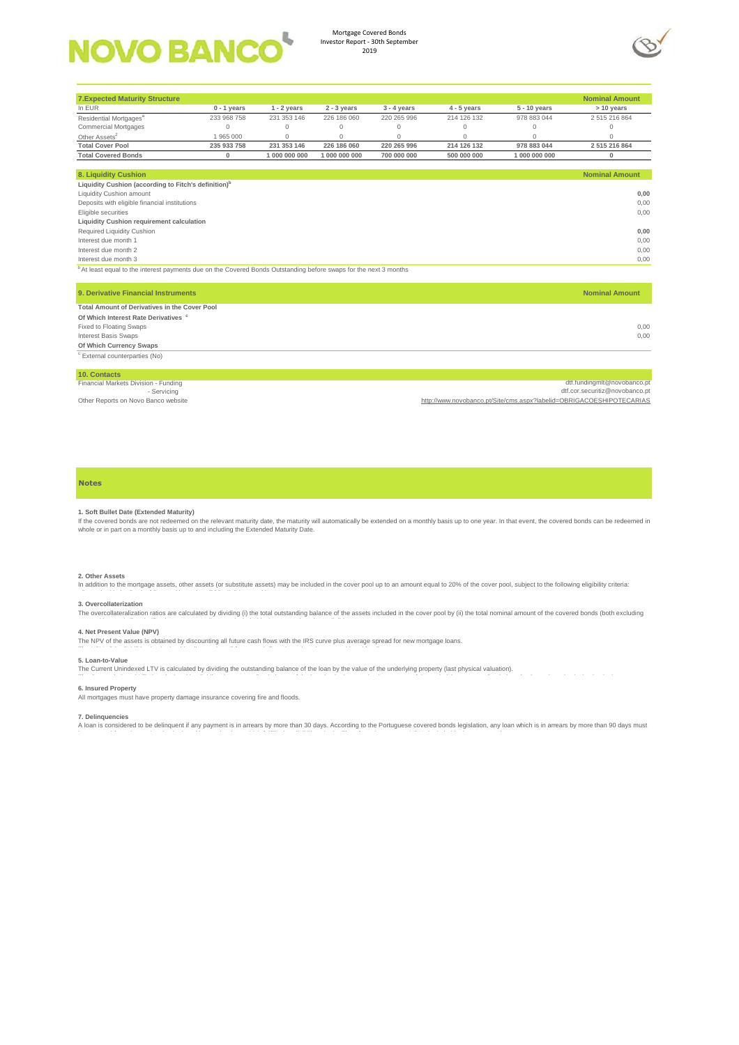| 7.Expected Maturity Structure | | | | | | | Nominal Amount |
|---|---|---|---|---|---|---|---|
| In EUR | 0 - 1 years | 1 - 2 years | 2 - 3 years | 3 - 4 years | 4 - 5 years | 5 - 10 years | > 10 years |
| Residential Mortgages[a] | 233 968 758 | 231 353 146 | 226 186 060 | 220 265 996 | 214 126 132 | 978 883 044 | 2 515 216 864 |
| Commercial Mortgages | 0 | 0 | 0 | 0 | 0 | 0 | 0 |
| Other Assets[2] | 1 965 000 | 0 | 0 | 0 | 0 | 0 | 0 |
| **Total Cover Pool** | **235 933 758** | **231 353 146** | **226 186 060** | **220 265 996** | **214 126 132** | **978 883 044** | **2 515 216 864** |
| **Total Covered Bonds** | **0** | **1 000 000 000** | **1 000 000 000** | **700 000 000** | **500 000 000** | **1 000 000 000** | **0** |

| 8. Liquidity Cushion | Nominal Amount |
|---|---|
| **Liquidity Cushion (according to Fitch's definition)[b]** | |
| Liquidity Cushion amount | **0,00** |
| Deposits with eligible financial institutions | 0,00 |
| Eligible securities | 0,00 |
| **Liquidity Cushion requirement calculation** | |
| Required Liquidity Cushion | **0,00** |
| Interest due month 1 | 0,00 |
| Interest due month 2 | 0,00 |
| Interest due month 3 | 0,00 |

[b] At least equal to the interest payments due on the Covered Bonds Outstanding before swaps for the next 3 months

| 9. Derivative Financial Instruments | Nominal Amount |
|---|---|
| **Total Amount of Derivatives in the Cover Pool** | |
| **Of Which Interest Rate Derivatives [c]** | |
| Fixed to Floating Swaps | 0,00 |
| Interest Basis Swaps | 0,00 |
| **Of Which Currency Swaps** | |

[c] External counterparties (No)

| 10. Contacts | |
|---|---|
| Financial Markets Division - Funding | dtf.fundingmlt@novobanco.pt |
| - Servicing | dtf.cor.securitiz@novobanco.pt |
| Other Reports on Novo Banco website | http://www.novobanco.pt/Site/cms.aspx?labelid=OBRIGACOESHIPOTECARIAS |

## Notes

**1. Soft Bullet Date (Extended Maturity)**

If the covered bonds are not redeemed on the relevant maturity date, the maturity will automatically be extended on a monthly basis up to one year. In that event, the covered bonds can be redeemed in whole or in part on a monthly basis up to and including the Extended Maturity Date.

**2. Other Assets**

In addition to the mortgage assets, other assets (or substitute assets) may be included in the cover pool up to an amount equal to 20% of the cover pool, subject to the following eligibility criteria:

**3. Overcollaterization**

The overcollateralization ratios are calculated by dividing (i) the total outstanding balance of the assets included in the cover pool by (ii) the total nominal amount of the covered bonds (both excluding

**4. Net Present Value (NPV)**

The NPV of the assets is obtained by discounting all future cash flows with the IRS curve plus average spread for new mortgage loans.

**5. Loan-to-Value**

The Current Unindexed LTV is calculated by dividing the outstanding balance of the loan by the value of the underlying property (last physical valuation).

**6. Insured Property**

All mortgages must have property damage insurance covering fire and floods.

**7. Delinquencies**

A loan is considered to be delinquent if any payment is in arrears by more than 30 days. According to the Portuguese covered bonds legislation, any loan which is in arrears by more than 90 days must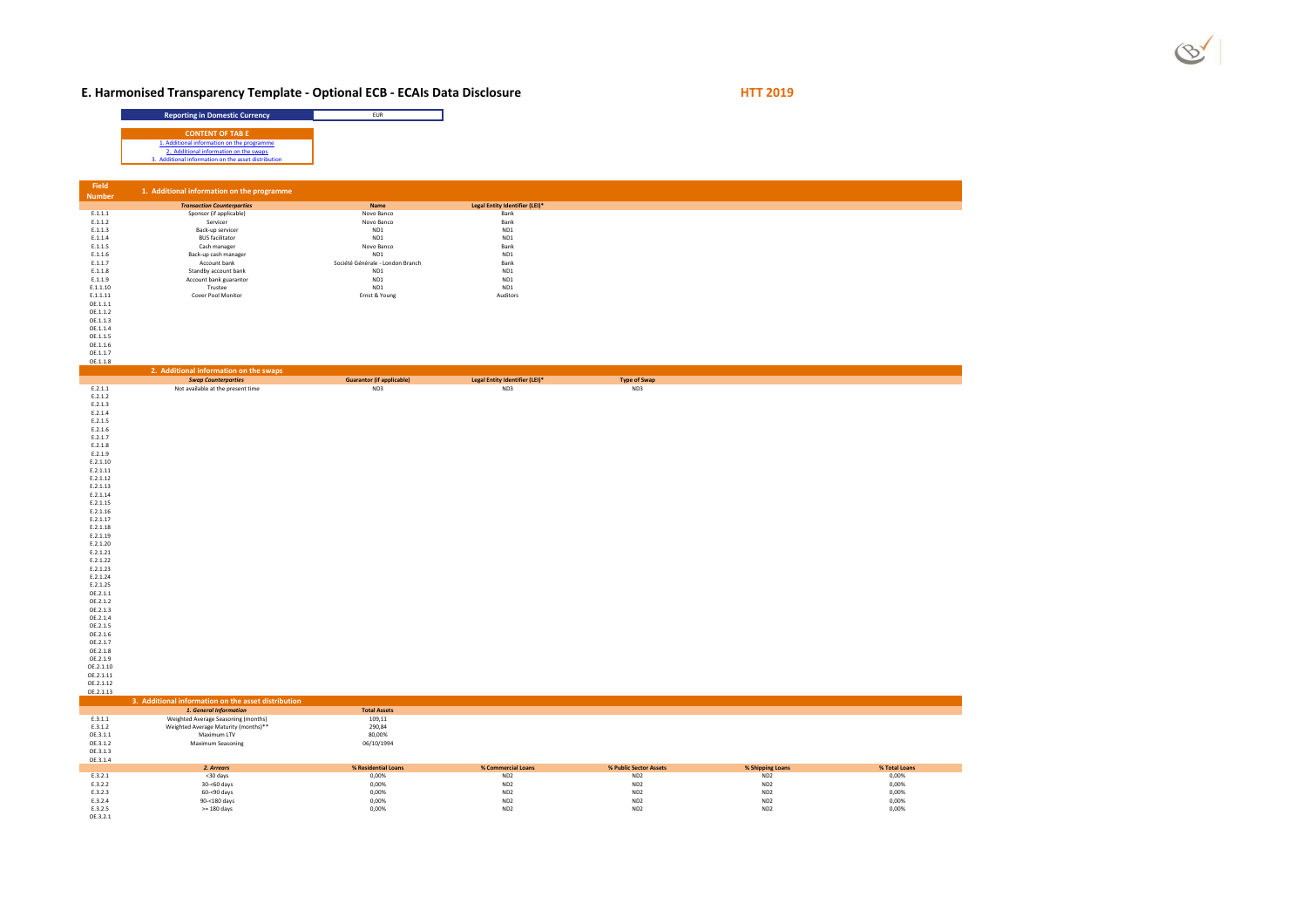# E. Harmonised Transparency Template - Optional ECB - ECAIs Data Disclosure

**HTT 2019**

| Reporting in Domestic Currency | EUR |
|---|---|

**CONTENT OF TAB E**

1. Additional information on the programme
2. Additional information on the swaps
3. Additional information on the asset distribution

| Field Number | 1. Additional information on the programme | | |
|---|---|---|---|
| | *Transaction Counterparties* | **Name** | **Legal Entity Identifier (LEI)*** |
| E.1.1.1 | Sponsor (if applicable) | Novo Banco | Bank |
| E.1.1.2 | Servicer | Novo Banco | Bank |
| E.1.1.3 | Back-up servicer | ND1 | ND1 |
| E.1.1.4 | BUS facilitator | ND1 | ND1 |
| E.1.1.5 | Cash manager | Novo Banco | Bank |
| E.1.1.6 | Back-up cash manager | ND1 | ND1 |
| E.1.1.7 | Account bank | Société Générale - London Branch | Bank |
| E.1.1.8 | Standby account bank | ND1 | ND1 |
| E.1.1.9 | Account bank guarantor | ND1 | ND1 |
| E.1.1.10 | Trustee | ND1 | ND1 |
| E.1.1.11 | Cover Pool Monitor | Ernst & Young | Auditors |
| OE.1.1.1 | | | |
| OE.1.1.2 | | | |
| OE.1.1.3 | | | |
| OE.1.1.4 | | | |
| OE.1.1.5 | | | |
| OE.1.1.6 | | | |
| OE.1.1.7 | | | |
| OE.1.1.8 | | | |

| | 2. Additional information on the swaps | | | |
|---|---|---|---|---|
| | *Swap Counterparties* | **Guarantor (if applicable)** | **Legal Entity Identifier (LEI)*** | **Type of Swap** |
| E.2.1.1 | Not available at the present time | ND3 | ND3 | ND3 |
| E.2.1.2 | | | | |
| E.2.1.3 | | | | |
| E.2.1.4 | | | | |
| E.2.1.5 | | | | |
| E.2.1.6 | | | | |
| E.2.1.7 | | | | |
| E.2.1.8 | | | | |
| E.2.1.9 | | | | |
| E.2.1.10 | | | | |
| E.2.1.11 | | | | |
| E.2.1.12 | | | | |
| E.2.1.13 | | | | |
| E.2.1.14 | | | | |
| E.2.1.15 | | | | |
| E.2.1.16 | | | | |
| E.2.1.17 | | | | |
| E.2.1.18 | | | | |
| E.2.1.19 | | | | |
| E.2.1.20 | | | | |
| E.2.1.21 | | | | |
| E.2.1.22 | | | | |
| E.2.1.23 | | | | |
| E.2.1.24 | | | | |
| E.2.1.25 | | | | |
| OE.2.1.1 | | | | |
| OE.2.1.2 | | | | |
| OE.2.1.3 | | | | |
| OE.2.1.4 | | | | |
| OE.2.1.5 | | | | |
| OE.2.1.6 | | | | |
| OE.2.1.7 | | | | |
| OE.2.1.8 | | | | |
| OE.2.1.9 | | | | |
| OE.2.1.10 | | | | |
| OE.2.1.11 | | | | |
| OE.2.1.12 | | | | |
| OE.2.1.13 | | | | |

| | 3. Additional information on the asset distribution | |
|---|---|---|
| | *1. General Information* | **Total Assets** |
| E.3.1.1 | Weighted Average Seasoning (months) | 109,11 |
| E.3.1.2 | Weighted Average Maturity (months)** | 290,84 |
| OE.3.1.1 | Maximum LTV | 80,00% |
| OE.3.1.2 | Maximum Seasoning | 06/10/1994 |
| OE.3.1.3 | | |
| OE.3.1.4 | | |

| | *2. Arrears* | **% Residential Loans** | **% Commercial Loans** | **% Public Sector Assets** | **% Shipping Loans** | **% Total Loans** |
|---|---|---|---|---|---|---|
| E.3.2.1 | <30 days | 0,00% | ND2 | ND2 | ND2 | 0,00% |
| E.3.2.2 | 30-<60 days | 0,00% | ND2 | ND2 | ND2 | 0,00% |
| E.3.2.3 | 60-<90 days | 0,00% | ND2 | ND2 | ND2 | 0,00% |
| E.3.2.4 | 90-<180 days | 0,00% | ND2 | ND2 | ND2 | 0,00% |
| E.3.2.5 | >= 180 days | 0,00% | ND2 | ND2 | ND2 | 0,00% |
| OE.3.2.1 | | | | | | |